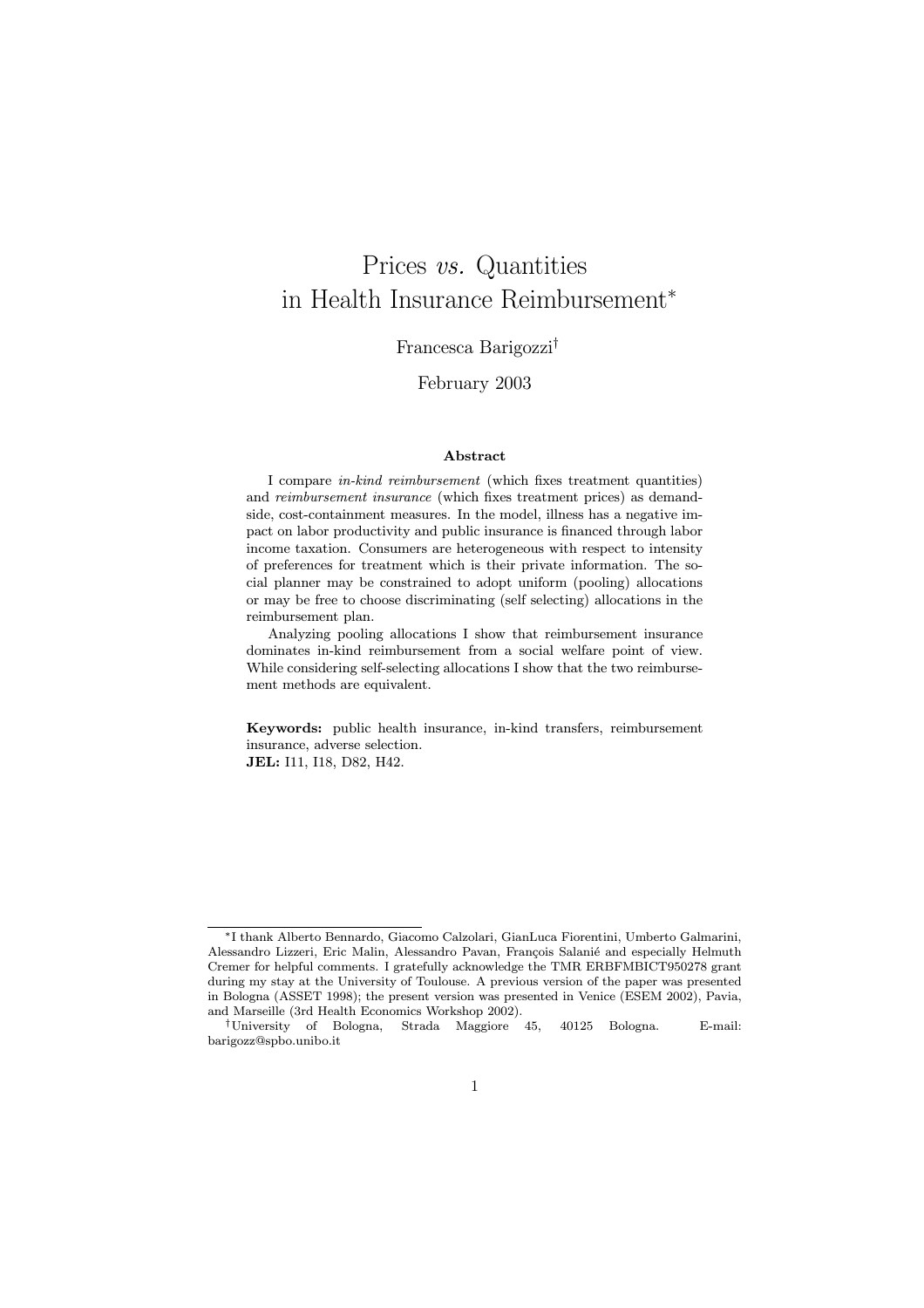# Prices *vs.* Quantities in Health Insurance Reimbursement[*]

Francesca Barigozzi[†]

February 2003

### Abstract

I compare *in-kind reimbursement* (which fixes treatment quantities) and *reimbursement insurance* (which fixes treatment prices) as demand-side, cost-containment measures. In the model, illness has a negative impact on labor productivity and public insurance is financed through labor income taxation. Consumers are heterogeneous with respect to intensity of preferences for treatment which is their private information. The social planner may be constrained to adopt uniform (pooling) allocations or may be free to choose discriminating (self selecting) allocations in the reimbursement plan.

Analyzing pooling allocations I show that reimbursement insurance dominates in-kind reimbursement from a social welfare point of view. While considering self-selecting allocations I show that the two reimbursement methods are equivalent.

**Keywords:** public health insurance, in-kind transfers, reimbursement insurance, adverse selection.

**JEL:** I11, I18, D82, H42.

---

[*] I thank Alberto Bennardo, Giacomo Calzolari, GianLuca Fiorentini, Umberto Galmarini, Alessandro Lizzeri, Eric Malin, Alessandro Pavan, François Salanié and especially Helmuth Cremer for helpful comments. I gratefully acknowledge the TMR ERBFMBICT950278 grant during my stay at the University of Toulouse. A previous version of the paper was presented in Bologna (ASSET 1998); the present version was presented in Venice (ESEM 2002), Pavia, and Marseille (3rd Health Economics Workshop 2002).

[†] University of Bologna, Strada Maggiore 45, 40125 Bologna. E-mail: barigozz@spbo.unibo.it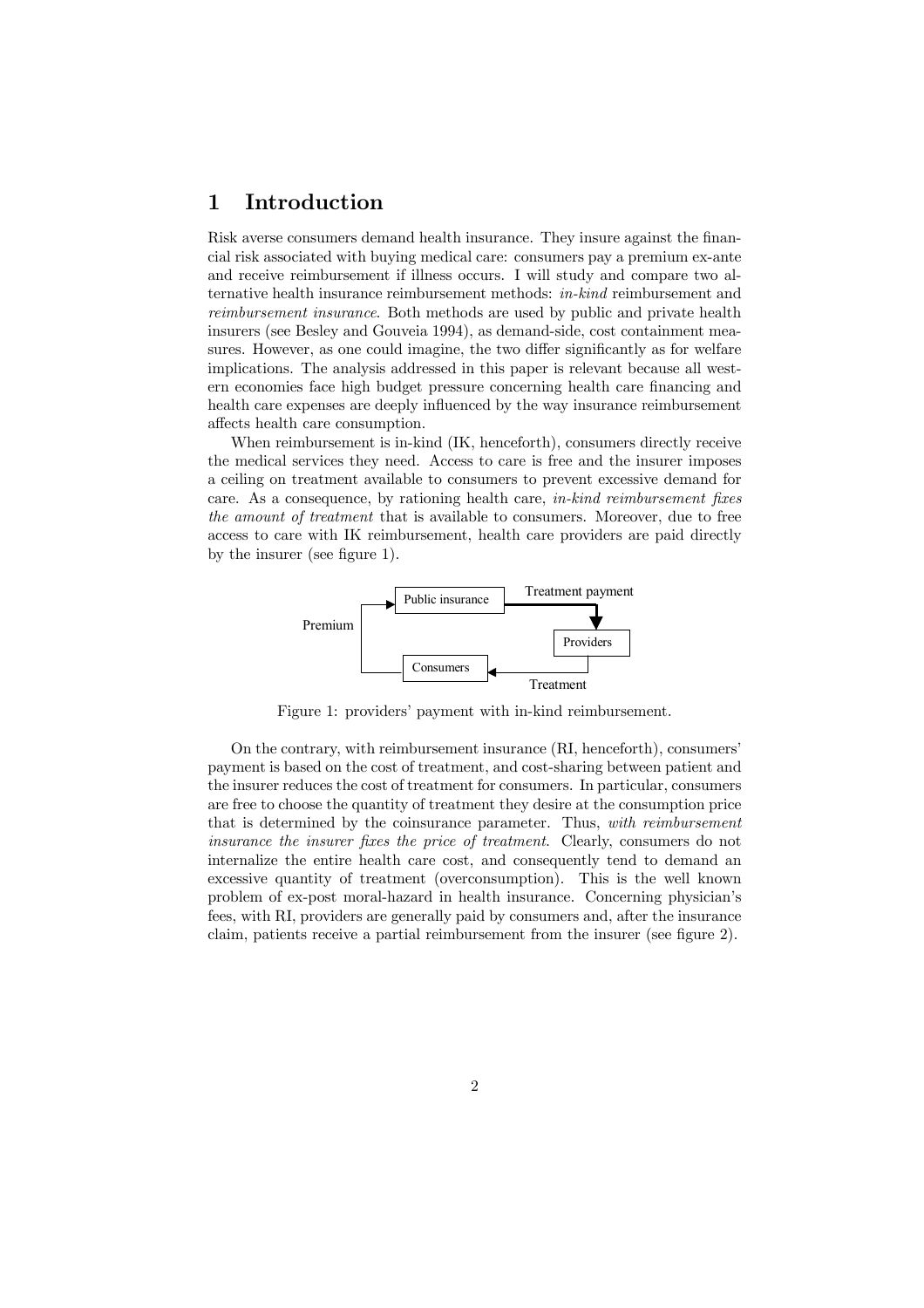# 1 Introduction

Risk averse consumers demand health insurance. They insure against the financial risk associated with buying medical care: consumers pay a premium ex-ante and receive reimbursement if illness occurs. I will study and compare two alternative health insurance reimbursement methods: *in-kind* reimbursement and *reimbursement insurance*. Both methods are used by public and private health insurers (see Besley and Gouveia 1994), as demand-side, cost containment measures. However, as one could imagine, the two differ significantly as for welfare implications. The analysis addressed in this paper is relevant because all western economies face high budget pressure concerning health care financing and health care expenses are deeply influenced by the way insurance reimbursement affects health care consumption.

When reimbursement is in-kind (IK, henceforth), consumers directly receive the medical services they need. Access to care is free and the insurer imposes a ceiling on treatment available to consumers to prevent excessive demand for care. As a consequence, by rationing health care, *in-kind reimbursement fixes the amount of treatment* that is available to consumers. Moreover, due to free access to care with IK reimbursement, health care providers are paid directly by the insurer (see figure 1).

Figure 1: providers' payment with in-kind reimbursement.

On the contrary, with reimbursement insurance (RI, henceforth), consumers' payment is based on the cost of treatment, and cost-sharing between patient and the insurer reduces the cost of treatment for consumers. In particular, consumers are free to choose the quantity of treatment they desire at the consumption price that is determined by the coinsurance parameter. Thus, *with reimbursement insurance the insurer fixes the price of treatment*. Clearly, consumers do not internalize the entire health care cost, and consequently tend to demand an excessive quantity of treatment (overconsumption). This is the well known problem of ex-post moral-hazard in health insurance. Concerning physician's fees, with RI, providers are generally paid by consumers and, after the insurance claim, patients receive a partial reimbursement from the insurer (see figure 2).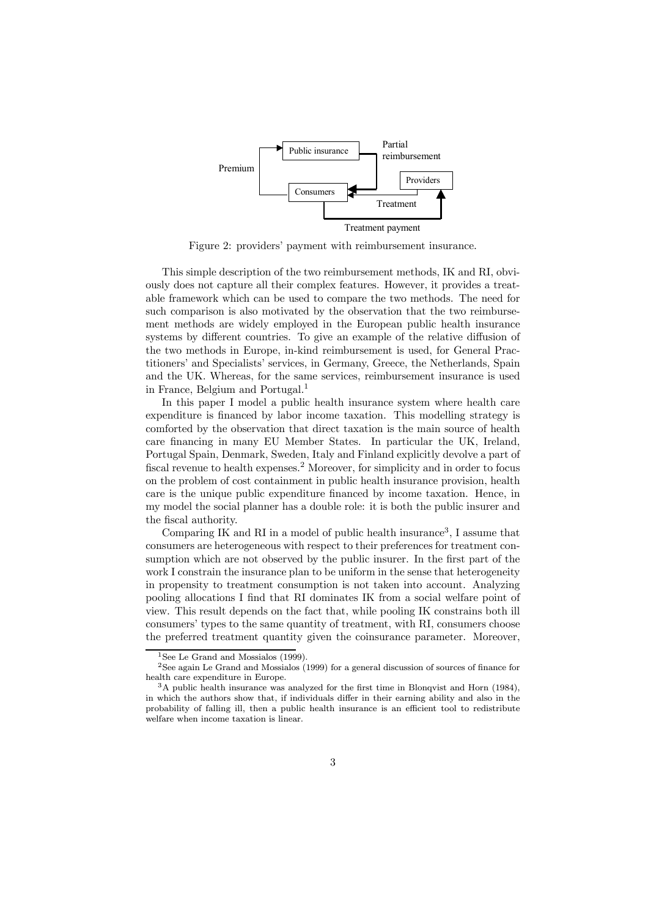Figure 2: providers' payment with reimbursement insurance.

This simple description of the two reimbursement methods, IK and RI, obviously does not capture all their complex features. However, it provides a treatable framework which can be used to compare the two methods. The need for such comparison is also motivated by the observation that the two reimbursement methods are widely employed in the European public health insurance systems by different countries. To give an example of the relative diffusion of the two methods in Europe, in-kind reimbursement is used, for General Practitioners' and Specialists' services, in Germany, Greece, the Netherlands, Spain and the UK. Whereas, for the same services, reimbursement insurance is used in France, Belgium and Portugal.[1]

In this paper I model a public health insurance system where health care expenditure is financed by labor income taxation. This modelling strategy is comforted by the observation that direct taxation is the main source of health care financing in many EU Member States. In particular the UK, Ireland, Portugal Spain, Denmark, Sweden, Italy and Finland explicitly devolve a part of fiscal revenue to health expenses.[2] Moreover, for simplicity and in order to focus on the problem of cost containment in public health insurance provision, health care is the unique public expenditure financed by income taxation. Hence, in my model the social planner has a double role: it is both the public insurer and the fiscal authority.

Comparing IK and RI in a model of public health insurance[3], I assume that consumers are heterogeneous with respect to their preferences for treatment consumption which are not observed by the public insurer. In the first part of the work I constrain the insurance plan to be uniform in the sense that heterogeneity in propensity to treatment consumption is not taken into account. Analyzing pooling allocations I find that RI dominates IK from a social welfare point of view. This result depends on the fact that, while pooling IK constrains both ill consumers' types to the same quantity of treatment, with RI, consumers choose the preferred treatment quantity given the coinsurance parameter. Moreover,

[1] See Le Grand and Mossialos (1999).

[2] See again Le Grand and Mossialos (1999) for a general discussion of sources of finance for health care expenditure in Europe.

[3] A public health insurance was analyzed for the first time in Blonqvist and Horn (1984), in which the authors show that, if individuals differ in their earning ability and also in the probability of falling ill, then a public health insurance is an efficient tool to redistribute welfare when income taxation is linear.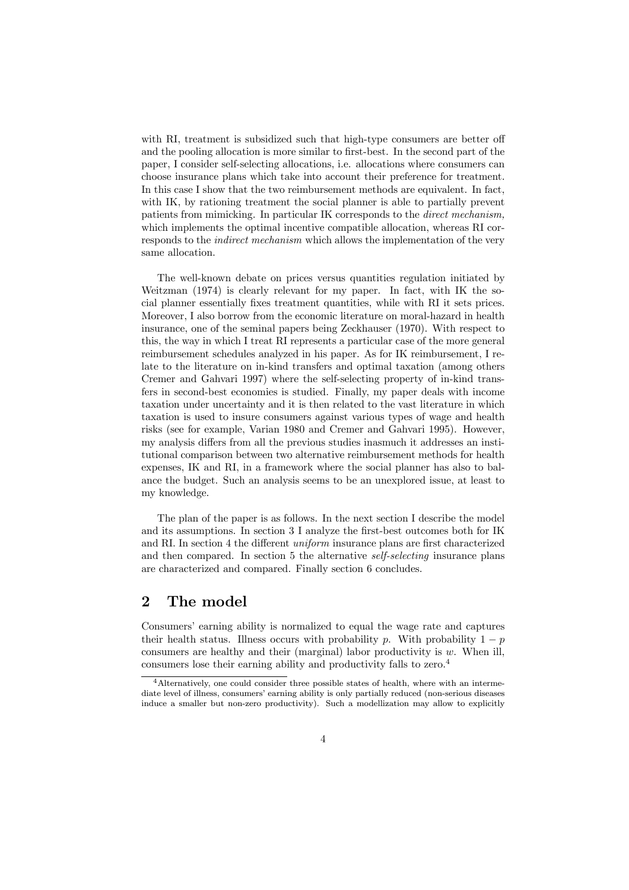with RI, treatment is subsidized such that high-type consumers are better off and the pooling allocation is more similar to first-best. In the second part of the paper, I consider self-selecting allocations, i.e. allocations where consumers can choose insurance plans which take into account their preference for treatment. In this case I show that the two reimbursement methods are equivalent. In fact, with IK, by rationing treatment the social planner is able to partially prevent patients from mimicking. In particular IK corresponds to the *direct mechanism,* which implements the optimal incentive compatible allocation, whereas RI corresponds to the *indirect mechanism* which allows the implementation of the very same allocation.

The well-known debate on prices versus quantities regulation initiated by Weitzman (1974) is clearly relevant for my paper. In fact, with IK the social planner essentially fixes treatment quantities, while with RI it sets prices. Moreover, I also borrow from the economic literature on moral-hazard in health insurance, one of the seminal papers being Zeckhauser (1970). With respect to this, the way in which I treat RI represents a particular case of the more general reimbursement schedules analyzed in his paper. As for IK reimbursement, I relate to the literature on in-kind transfers and optimal taxation (among others Cremer and Gahvari 1997) where the self-selecting property of in-kind transfers in second-best economies is studied. Finally, my paper deals with income taxation under uncertainty and it is then related to the vast literature in which taxation is used to insure consumers against various types of wage and health risks (see for example, Varian 1980 and Cremer and Gahvari 1995). However, my analysis differs from all the previous studies inasmuch it addresses an institutional comparison between two alternative reimbursement methods for health expenses, IK and RI, in a framework where the social planner has also to balance the budget. Such an analysis seems to be an unexplored issue, at least to my knowledge.

The plan of the paper is as follows. In the next section I describe the model and its assumptions. In section 3 I analyze the first-best outcomes both for IK and RI. In section 4 the different *uniform* insurance plans are first characterized and then compared. In section 5 the alternative *self-selecting* insurance plans are characterized and compared. Finally section 6 concludes.

## 2 The model

Consumers' earning ability is normalized to equal the wage rate and captures their health status. Illness occurs with probability $p$. With probability $1-p$ consumers are healthy and their (marginal) labor productivity is $w$. When ill, consumers lose their earning ability and productivity falls to zero.[4]

[4] Alternatively, one could consider three possible states of health, where with an intermediate level of illness, consumers' earning ability is only partially reduced (non-serious diseases induce a smaller but non-zero productivity). Such a modellization may allow to explicitly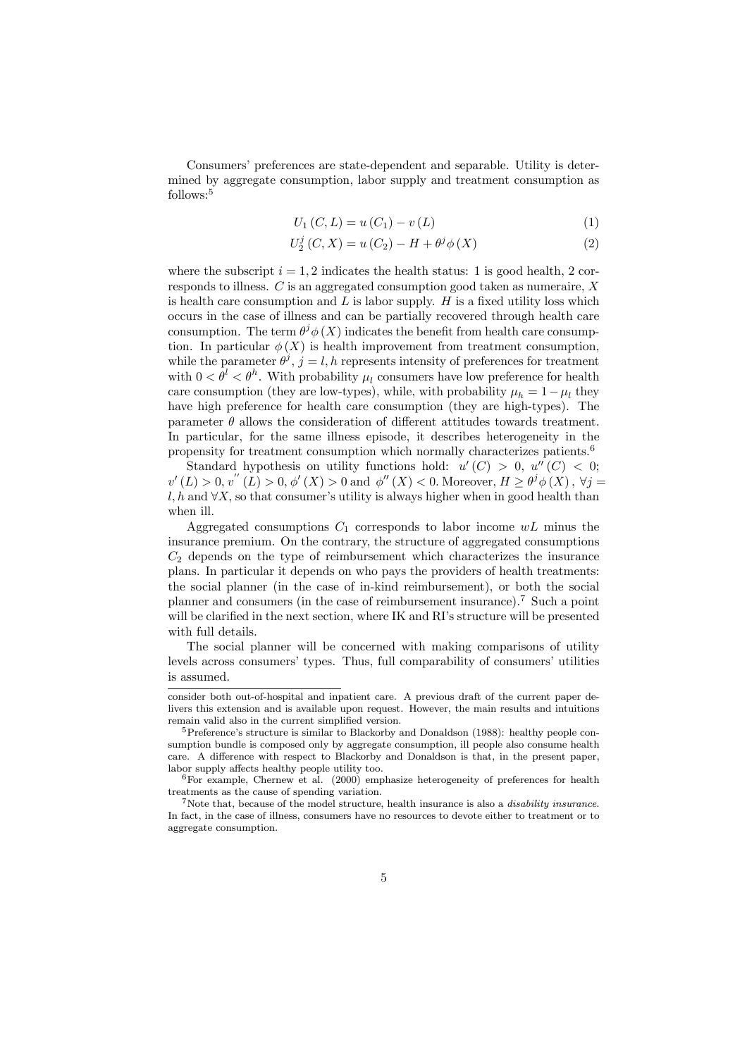Consumers' preferences are state-dependent and separable. Utility is determined by aggregate consumption, labor supply and treatment consumption as follows:[5]

$$U_1(C, L) = u(C_1) - v(L) \tag{1}$$

$$U_2^j(C, X) = u(C_2) - H + \theta^j \phi(X) \tag{2}$$

where the subscript $i = 1, 2$ indicates the health status: 1 is good health, 2 corresponds to illness. $C$ is an aggregated consumption good taken as numeraire, $X$ is health care consumption and $L$ is labor supply. $H$ is a fixed utility loss which occurs in the case of illness and can be partially recovered through health care consumption. The term $\theta^j \phi(X)$ indicates the benefit from health care consumption. In particular $\phi(X)$ is health improvement from treatment consumption, while the parameter $\theta^j$, $j = l, h$ represents intensity of preferences for treatment with $0 < \theta^l < \theta^h$. With probability $\mu_l$ consumers have low preference for health care consumption (they are low-types), while, with probability $\mu_h = 1 - \mu_l$ they have high preference for health care consumption (they are high-types). The parameter $\theta$ allows the consideration of different attitudes towards treatment. In particular, for the same illness episode, it describes heterogeneity in the propensity for treatment consumption which normally characterizes patients.[6]

Standard hypothesis on utility functions hold: $u'(C) > 0$, $u''(C) < 0$; $v'(L) > 0, v''(L) > 0, \phi'(X) > 0$ and $\phi''(X) < 0$. Moreover, $H \geq \theta^j \phi(X)$, $\forall j = l, h$ and $\forall X$, so that consumer's utility is always higher when in good health than when ill.

Aggregated consumptions $C_1$ corresponds to labor income $wL$ minus the insurance premium. On the contrary, the structure of aggregated consumptions $C_2$ depends on the type of reimbursement which characterizes the insurance plans. In particular it depends on who pays the providers of health treatments: the social planner (in the case of in-kind reimbursement), or both the social planner and consumers (in the case of reimbursement insurance).[7] Such a point will be clarified in the next section, where IK and RI's structure will be presented with full details.

The social planner will be concerned with making comparisons of utility levels across consumers' types. Thus, full comparability of consumers' utilities is assumed.

---

consider both out-of-hospital and inpatient care. A previous draft of the current paper delivers this extension and is available upon request. However, the main results and intuitions remain valid also in the current simplified version.

[5] Preference's structure is similar to Blackorby and Donaldson (1988): healthy people consumption bundle is composed only by aggregate consumption, ill people also consume health care. A difference with respect to Blackorby and Donaldson is that, in the present paper, labor supply affects healthy people utility too.

[6] For example, Chernew et al. (2000) emphasize heterogeneity of preferences for health treatments as the cause of spending variation.

[7] Note that, because of the model structure, health insurance is also a *disability insurance*. In fact, in the case of illness, consumers have no resources to devote either to treatment or to aggregate consumption.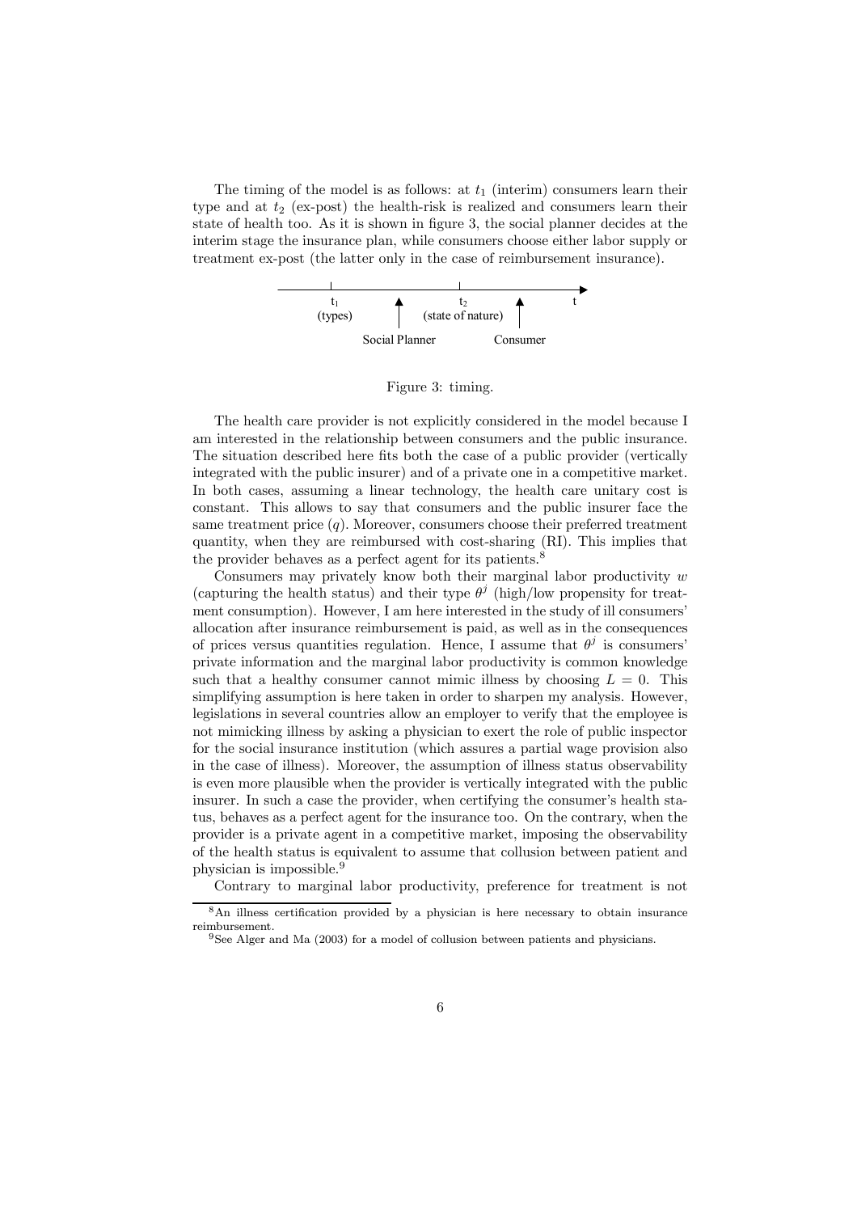The timing of the model is as follows: at $t_1$ (interim) consumers learn their type and at $t_2$ (ex-post) the health-risk is realized and consumers learn their state of health too. As it is shown in figure 3, the social planner decides at the interim stage the insurance plan, while consumers choose either labor supply or treatment ex-post (the latter only in the case of reimbursement insurance).

$t_1$ (types) — Social Planner — $t_2$ (state of nature) — Consumer — $t$

Figure 3: timing.

The health care provider is not explicitly considered in the model because I am interested in the relationship between consumers and the public insurance. The situation described here fits both the case of a public provider (vertically integrated with the public insurer) and of a private one in a competitive market. In both cases, assuming a linear technology, the health care unitary cost is constant. This allows to say that consumers and the public insurer face the same treatment price ($q$). Moreover, consumers choose their preferred treatment quantity, when they are reimbursed with cost-sharing (RI). This implies that the provider behaves as a perfect agent for its patients.[8]

Consumers may privately know both their marginal labor productivity $w$ (capturing the health status) and their type $\theta^j$ (high/low propensity for treatment consumption). However, I am here interested in the study of ill consumers' allocation after insurance reimbursement is paid, as well as in the consequences of prices versus quantities regulation. Hence, I assume that $\theta^j$ is consumers' private information and the marginal labor productivity is common knowledge such that a healthy consumer cannot mimic illness by choosing $L = 0$. This simplifying assumption is here taken in order to sharpen my analysis. However, legislations in several countries allow an employer to verify that the employee is not mimicking illness by asking a physician to exert the role of public inspector for the social insurance institution (which assures a partial wage provision also in the case of illness). Moreover, the assumption of illness status observability is even more plausible when the provider is vertically integrated with the public insurer. In such a case the provider, when certifying the consumer's health status, behaves as a perfect agent for the insurance too. On the contrary, when the provider is a private agent in a competitive market, imposing the observability of the health status is equivalent to assume that collusion between patient and physician is impossible.[9]

Contrary to marginal labor productivity, preference for treatment is not

[8] An illness certification provided by a physician is here necessary to obtain insurance reimbursement.

[9] See Alger and Ma (2003) for a model of collusion between patients and physicians.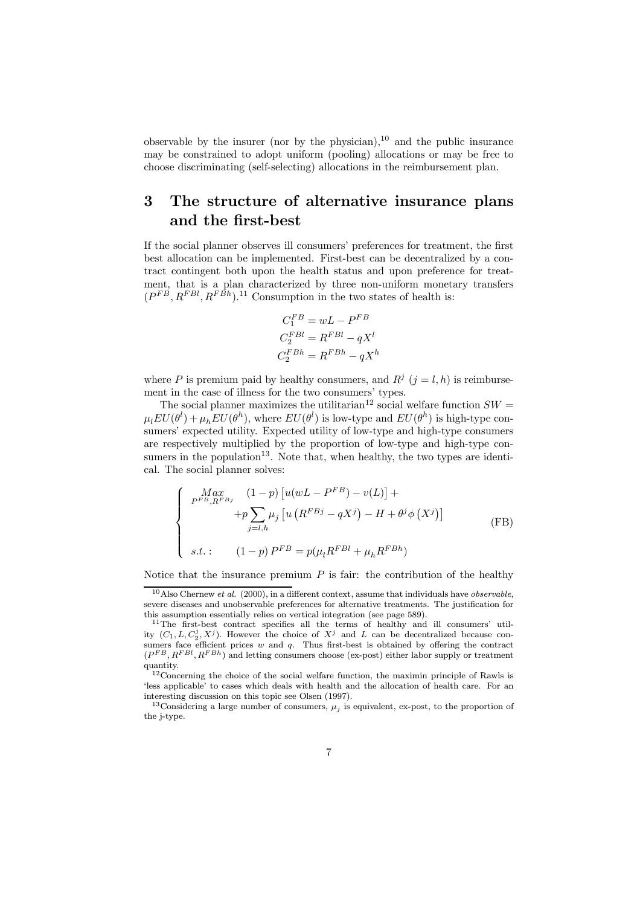observable by the insurer (nor by the physician),[10] and the public insurance may be constrained to adopt uniform (pooling) allocations or may be free to choose discriminating (self-selecting) allocations in the reimbursement plan.

## 3 The structure of alternative insurance plans and the first-best

If the social planner observes ill consumers' preferences for treatment, the first best allocation can be implemented. First-best can be decentralized by a contract contingent both upon the health status and upon preference for treatment, that is a plan characterized by three non-uniform monetary transfers $(P^{FB}, R^{FBl}, R^{FBh})$.[11] Consumption in the two states of health is:

$$C_1^{FB} = wL - P^{FB}$$
$$C_2^{FBl} = R^{FBl} - qX^l$$
$$C_2^{FBh} = R^{FBh} - qX^h$$

where $P$ is premium paid by healthy consumers, and $R^j$ $(j = l, h)$ is reimbursement in the case of illness for the two consumers' types.

The social planner maximizes the utilitarian[12] social welfare function $SW = \mu_l EU(\theta^l) + \mu_h EU(\theta^h)$, where $EU(\theta^l)$ is low-type and $EU(\theta^h)$ is high-type consumers' expected utility. Expected utility of low-type and high-type consumers are respectively multiplied by the proportion of low-type and high-type consumers in the population[13]. Note that, when healthy, the two types are identical. The social planner solves:

$$\left\{ \begin{array}{ll} \underset{P^{FB},R^{FBj}}{Max} & (1-p)\left[u(wL - P^{FB}) - v(L)\right] + \\ & +p \sum_{j=l,h} \mu_j \left[u\left(R^{FBj} - qX^j\right) - H + \theta^j \phi\left(X^j\right)\right] \\ & \\ s.t.: & (1-p)\, P^{FB} = p(\mu_l R^{FBl} + \mu_h R^{FBh}) \end{array} \right. \tag{FB}$$

Notice that the insurance premium $P$ is fair: the contribution of the healthy

---

[10] Also Chernew *et al.* (2000), in a different context, assume that individuals have *observable*, severe diseases and unobservable preferences for alternative treatments. The justification for this assumption essentially relies on vertical integration (see page 589).

[11] The first-best contract specifies all the terms of healthy and ill consumers' utility $(C_1, L, C_2^j, X^j)$. However the choice of $X^j$ and $L$ can be decentralized because consumers face efficient prices $w$ and $q$. Thus first-best is obtained by offering the contract $(P^{FB}, R^{FBl}, R^{FBh})$ and letting consumers choose (ex-post) either labor supply or treatment quantity.

[12] Concerning the choice of the social welfare function, the maximin principle of Rawls is 'less applicable' to cases which deals with health and the allocation of health care. For an interesting discussion on this topic see Olsen (1997).

[13] Considering a large number of consumers, $\mu_j$ is equivalent, ex-post, to the proportion of the j-type.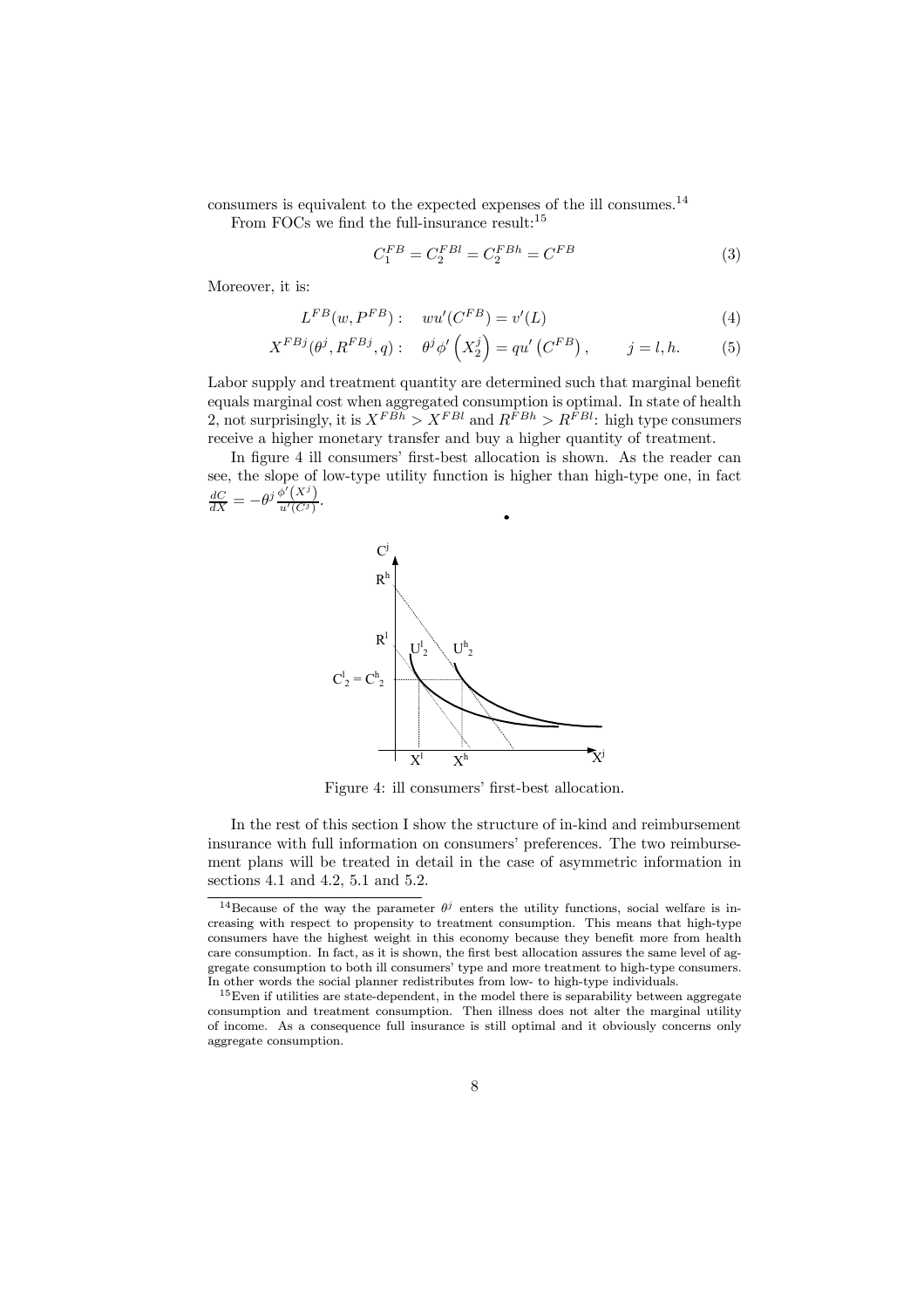consumers is equivalent to the expected expenses of the ill consumes.[14]

From FOCs we find the full-insurance result:[15]

$$C_1^{FB} = C_2^{FBl} = C_2^{FBh} = C^{FB} \tag{3}$$

Moreover, it is:

$$L^{FB}(w, P^{FB}): \quad wu'(C^{FB}) = v'(L) \tag{4}$$

$$X^{FBj}(\theta^j, R^{FBj}, q): \quad \theta^j \phi'\left(X_2^j\right) = qu'\left(C^{FB}\right), \qquad j = l, h. \tag{5}$$

Labor supply and treatment quantity are determined such that marginal benefit equals marginal cost when aggregated consumption is optimal. In state of health 2, not surprisingly, it is $X^{FBh} > X^{FBl}$ and $R^{FBh} > R^{FBl}$: high type consumers receive a higher monetary transfer and buy a higher quantity of treatment.

In figure 4 ill consumers' first-best allocation is shown. As the reader can see, the slope of low-type utility function is higher than high-type one, in fact $\frac{dC}{dX} = -\theta^j \frac{\phi'(X^j)}{u'(C^j)}$.

Figure 4: ill consumers' first-best allocation.

In the rest of this section I show the structure of in-kind and reimbursement insurance with full information on consumers' preferences. The two reimbursement plans will be treated in detail in the case of asymmetric information in sections 4.1 and 4.2, 5.1 and 5.2.

[14]Because of the way the parameter $\theta^j$ enters the utility functions, social welfare is increasing with respect to propensity to treatment consumption. This means that high-type consumers have the highest weight in this economy because they benefit more from health care consumption. In fact, as it is shown, the first best allocation assures the same level of aggregate consumption to both ill consumers' type and more treatment to high-type consumers. In other words the social planner redistributes from low- to high-type individuals.

[15]Even if utilities are state-dependent, in the model there is separability between aggregate consumption and treatment consumption. Then illness does not alter the marginal utility of income. As a consequence full insurance is still optimal and it obviously concerns only aggregate consumption.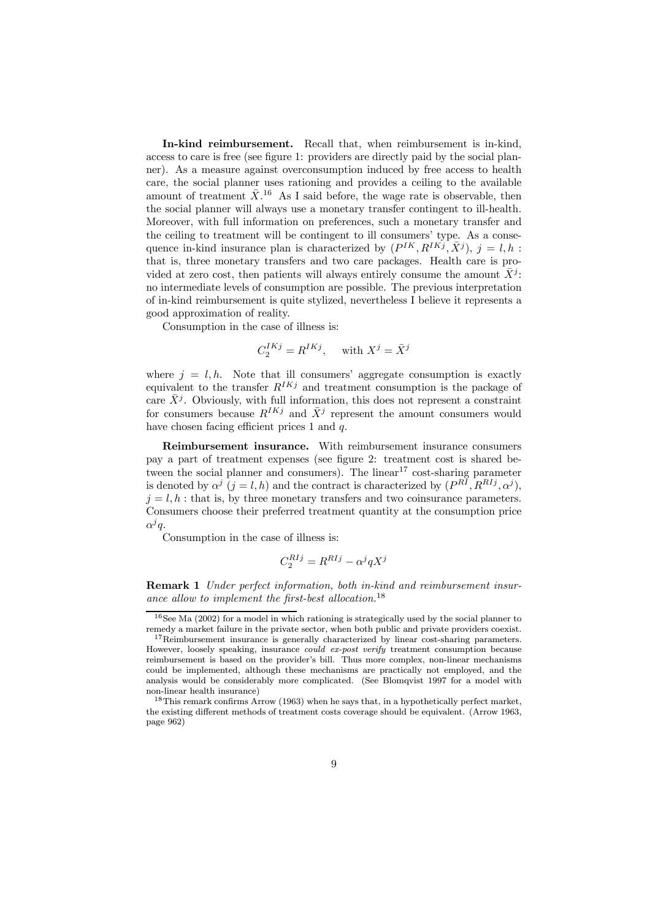**In-kind reimbursement.** Recall that, when reimbursement is in-kind, access to care is free (see figure 1: providers are directly paid by the social planner). As a measure against overconsumption induced by free access to health care, the social planner uses rationing and provides a ceiling to the available amount of treatment $\bar{X}$.[16] As I said before, the wage rate is observable, then the social planner will always use a monetary transfer contingent to ill-health. Moreover, with full information on preferences, such a monetary transfer and the ceiling to treatment will be contingent to ill consumers' type. As a consequence in-kind insurance plan is characterized by $(P^{IK}, R^{IKj}, \bar{X}^j)$, $j = l, h$ : that is, three monetary transfers and two care packages. Health care is provided at zero cost, then patients will always entirely consume the amount $\bar{X}^j$: no intermediate levels of consumption are possible. The previous interpretation of in-kind reimbursement is quite stylized, nevertheless I believe it represents a good approximation of reality.

Consumption in the case of illness is:

$$C_2^{IKj} = R^{IKj}, \quad \text{with } X^j = \bar{X}^j$$

where $j = l, h$. Note that ill consumers' aggregate consumption is exactly equivalent to the transfer $R^{IKj}$ and treatment consumption is the package of care $\bar{X}^j$. Obviously, with full information, this does not represent a constraint for consumers because $R^{IKj}$ and $\bar{X}^j$ represent the amount consumers would have chosen facing efficient prices 1 and $q$.

**Reimbursement insurance.** With reimbursement insurance consumers pay a part of treatment expenses (see figure 2: treatment cost is shared between the social planner and consumers). The linear[17] cost-sharing parameter is denoted by $\alpha^j$ $(j = l, h)$ and the contract is characterized by $(P^{RI}, R^{RIj}, \alpha^j)$, $j = l, h$ : that is, by three monetary transfers and two coinsurance parameters. Consumers choose their preferred treatment quantity at the consumption price $\alpha^j q$.

Consumption in the case of illness is:

$$C_2^{RIj} = R^{RIj} - \alpha^j q X^j$$

**Remark 1** *Under perfect information, both in-kind and reimbursement insurance allow to implement the first-best allocation.*[18]

---

[16] See Ma (2002) for a model in which rationing is strategically used by the social planner to remedy a market failure in the private sector, when both public and private providers coexist.

[17] Reimbursement insurance is generally characterized by linear cost-sharing parameters. However, loosely speaking, insurance *could ex-post verify* treatment consumption because reimbursement is based on the provider's bill. Thus more complex, non-linear mechanisms could be implemented, although these mechanisms are practically not employed, and the analysis would be considerably more complicated. (See Blomqvist 1997 for a model with non-linear health insurance)

[18] This remark confirms Arrow (1963) when he says that, in a hypothetically perfect market, the existing different methods of treatment costs coverage should be equivalent. (Arrow 1963, page 962)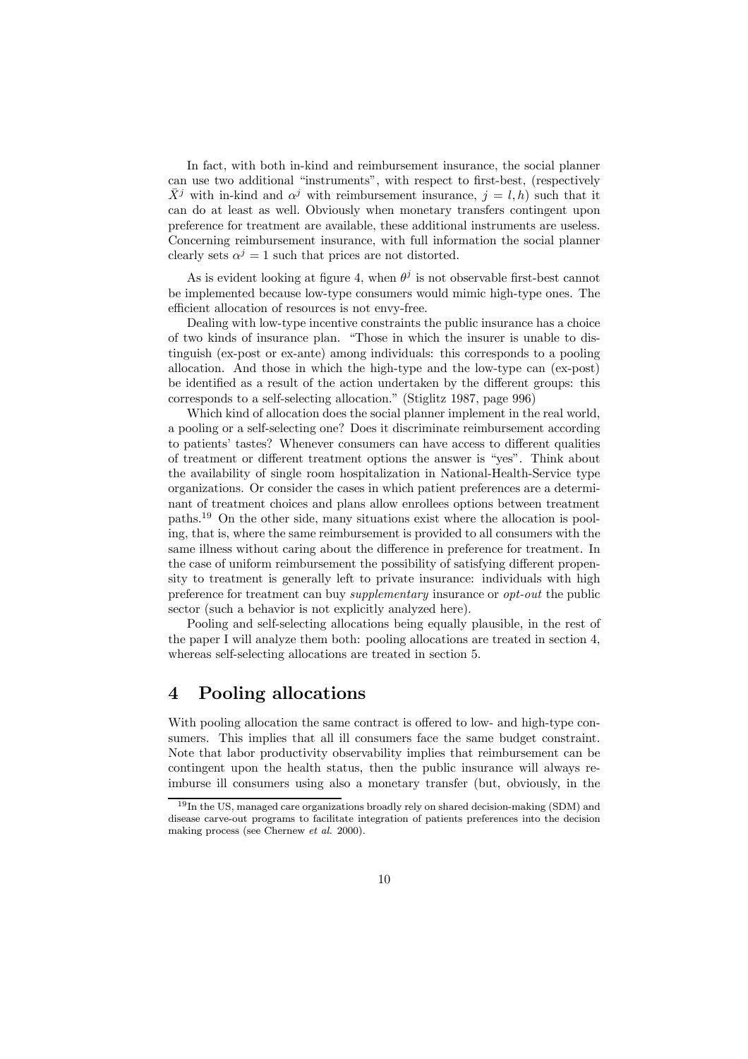In fact, with both in-kind and reimbursement insurance, the social planner can use two additional "instruments", with respect to first-best, (respectively $\bar{X}^j$ with in-kind and $\alpha^j$ with reimbursement insurance, $j = l, h$) such that it can do at least as well. Obviously when monetary transfers contingent upon preference for treatment are available, these additional instruments are useless. Concerning reimbursement insurance, with full information the social planner clearly sets $\alpha^j = 1$ such that prices are not distorted.

As is evident looking at figure 4, when $\theta^j$ is not observable first-best cannot be implemented because low-type consumers would mimic high-type ones. The efficient allocation of resources is not envy-free.

Dealing with low-type incentive constraints the public insurance has a choice of two kinds of insurance plan. "Those in which the insurer is unable to distinguish (ex-post or ex-ante) among individuals: this corresponds to a pooling allocation. And those in which the high-type and the low-type can (ex-post) be identified as a result of the action undertaken by the different groups: this corresponds to a self-selecting allocation." (Stiglitz 1987, page 996)

Which kind of allocation does the social planner implement in the real world, a pooling or a self-selecting one? Does it discriminate reimbursement according to patients' tastes? Whenever consumers can have access to different qualities of treatment or different treatment options the answer is "yes". Think about the availability of single room hospitalization in National-Health-Service type organizations. Or consider the cases in which patient preferences are a determinant of treatment choices and plans allow enrollees options between treatment paths.[19] On the other side, many situations exist where the allocation is pooling, that is, where the same reimbursement is provided to all consumers with the same illness without caring about the difference in preference for treatment. In the case of uniform reimbursement the possibility of satisfying different propensity to treatment is generally left to private insurance: individuals with high preference for treatment can buy *supplementary* insurance or *opt-out* the public sector (such a behavior is not explicitly analyzed here).

Pooling and self-selecting allocations being equally plausible, in the rest of the paper I will analyze them both: pooling allocations are treated in section 4, whereas self-selecting allocations are treated in section 5.

# 4 Pooling allocations

With pooling allocation the same contract is offered to low- and high-type consumers. This implies that all ill consumers face the same budget constraint. Note that labor productivity observability implies that reimbursement can be contingent upon the health status, then the public insurance will always reimburse ill consumers using also a monetary transfer (but, obviously, in the

[19] In the US, managed care organizations broadly rely on shared decision-making (SDM) and disease carve-out programs to facilitate integration of patients preferences into the decision making process (see Chernew *et al.* 2000).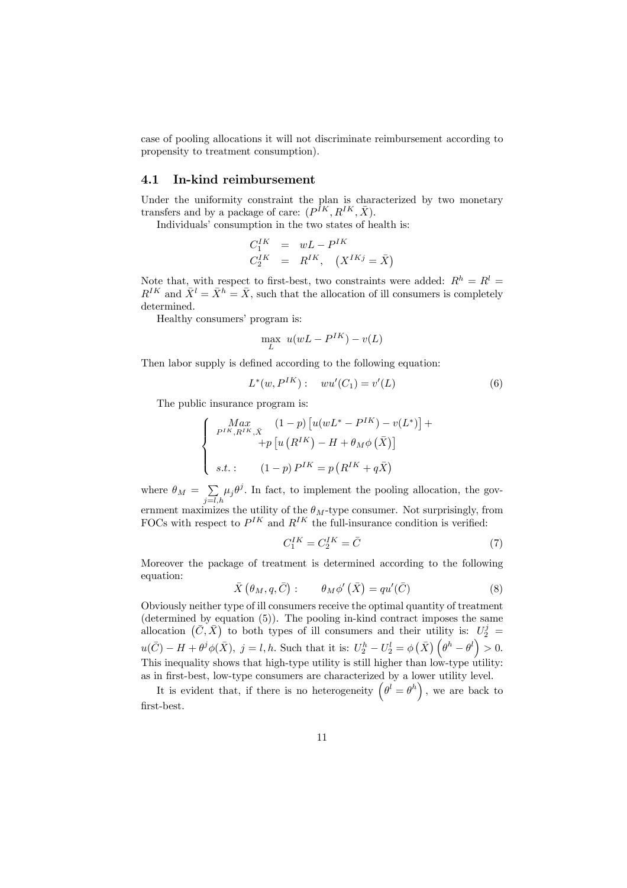case of pooling allocations it will not discriminate reimbursement according to propensity to treatment consumption).

## 4.1 In-kind reimbursement

Under the uniformity constraint the plan is characterized by two monetary transfers and by a package of care: $(P^{IK}, R^{IK}, \bar{X})$.

Individuals' consumption in the two states of health is:

$$\begin{aligned} C_1^{IK} &= wL - P^{IK} \\ C_2^{IK} &= R^{IK}, \quad \left(X^{IKj} = \bar{X}\right) \end{aligned}$$

Note that, with respect to first-best, two constraints were added: $R^h = R^l = R^{IK}$ and $\bar{X}^l = \bar{X}^h = \bar{X}$, such that the allocation of ill consumers is completely determined.

Healthy consumers' program is:

$$\max_L \; u(wL - P^{IK}) - v(L)$$

Then labor supply is defined according to the following equation:

$$L^*(w, P^{IK}): \quad wu'(C_1) = v'(L) \tag{6}$$

The public insurance program is:

$$\begin{cases} \underset{P^{IK}, R^{IK}, \bar{X}}{Max} & (1-p)\left[u(wL^* - P^{IK}) - v(L^*)\right] + \\ & +p\left[u\left(R^{IK}\right) - H + \theta_M \phi\left(\bar{X}\right)\right] \\ & \\ s.t.: & (1-p)\, P^{IK} = p\left(R^{IK} + q\bar{X}\right) \end{cases}$$

where $\theta_M = \sum_{j=l,h} \mu_j \theta^j$. In fact, to implement the pooling allocation, the government maximizes the utility of the $\theta_M$-type consumer. Not surprisingly, from FOCs with respect to $P^{IK}$ and $R^{IK}$ the full-insurance condition is verified:

$$C_1^{IK} = C_2^{IK} = \bar{C} \tag{7}$$

Moreover the package of treatment is determined according to the following equation:

$$\bar{X}\left(\theta_M, q, \bar{C}\right): \qquad \theta_M \phi'\left(\bar{X}\right) = qu'(\bar{C}) \tag{8}$$

Obviously neither type of ill consumers receive the optimal quantity of treatment (determined by equation (5)). The pooling in-kind contract imposes the same allocation $\left(\bar{C}, \bar{X}\right)$ to both types of ill consumers and their utility is: $U_2^j = u(\bar{C}) - H + \theta^j \phi(\bar{X}),\ j = l, h$. Such that it is: $U_2^h - U_2^l = \phi\left(\bar{X}\right)\left(\theta^h - \theta^l\right) > 0$. This inequality shows that high-type utility is still higher than low-type utility: as in first-best, low-type consumers are characterized by a lower utility level.

It is evident that, if there is no heterogeneity $\left(\theta^l = \theta^h\right)$, we are back to first-best.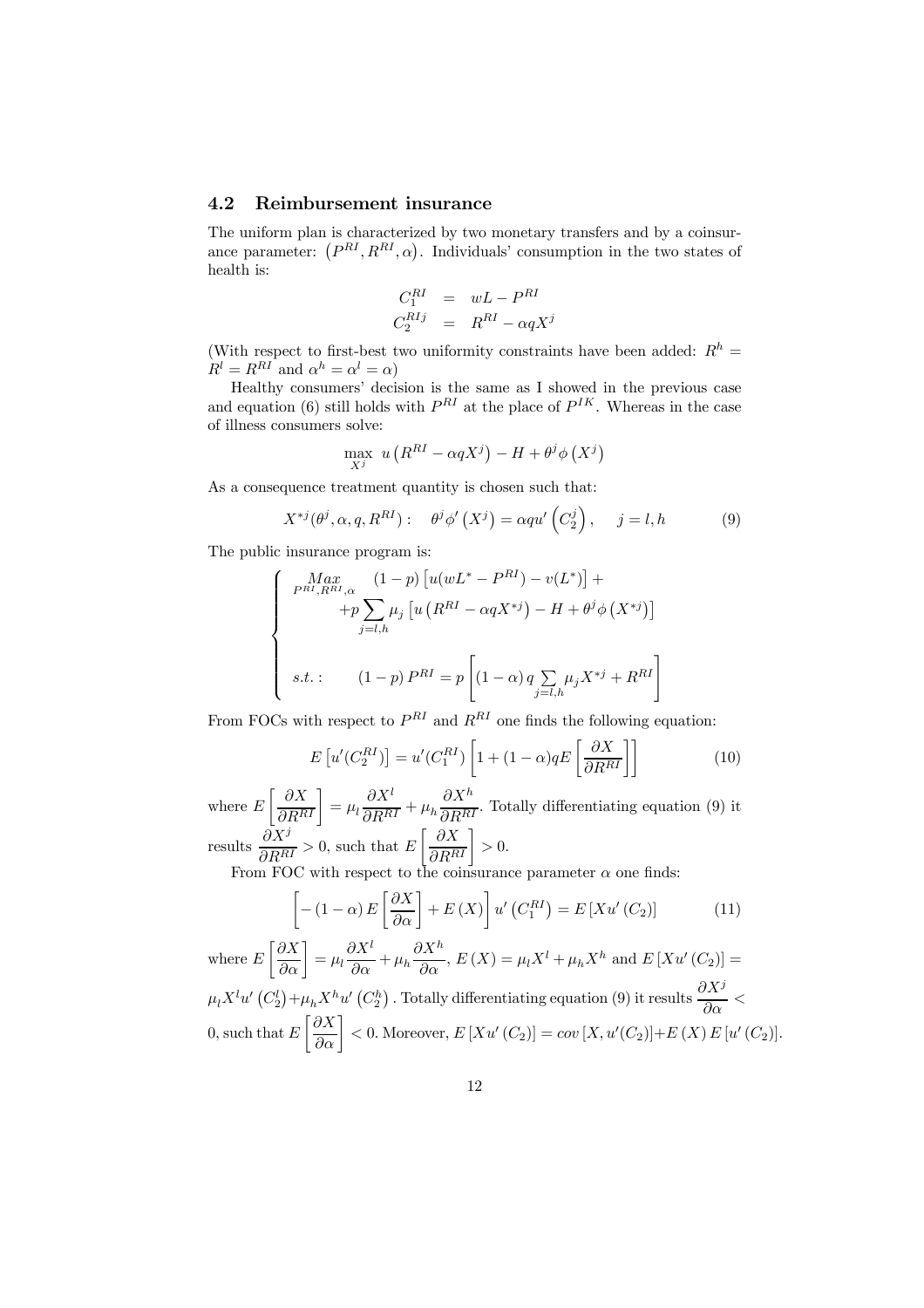### 4.2 Reimbursement insurance

The uniform plan is characterized by two monetary transfers and by a coinsurance parameter: $\left(P^{RI}, R^{RI}, \alpha\right)$. Individuals' consumption in the two states of health is:

$$
\begin{aligned}
C_1^{RI} &= wL - P^{RI} \\
C_2^{RIj} &= R^{RI} - \alpha q X^j
\end{aligned}
$$

(With respect to first-best two uniformity constraints have been added: $R^h = R^l = R^{RI}$ and $\alpha^h = \alpha^l = \alpha$)

Healthy consumers' decision is the same as I showed in the previous case and equation (6) still holds with $P^{RI}$ at the place of $P^{IK}$. Whereas in the case of illness consumers solve:

$$
\max_{X^j} \; u\left(R^{RI} - \alpha q X^j\right) - H + \theta^j \phi\left(X^j\right)
$$

As a consequence treatment quantity is chosen such that:

$$
X^{*j}(\theta^j, \alpha, q, R^{RI}): \quad \theta^j \phi'\left(X^j\right) = \alpha q u'\left(C_2^j\right), \quad j = l, h \tag{9}
$$

The public insurance program is:

$$
\begin{cases}
\underset{P^{RI}, R^{RI}, \alpha}{Max} \quad (1-p)\left[u(wL^* - P^{RI}) - v(L^*)\right] + \\
\qquad\qquad +p \sum_{j=l,h} \mu_j \left[u\left(R^{RI} - \alpha q X^{*j}\right) - H + \theta^j \phi\left(X^{*j}\right)\right] \\
\\
s.t.: \qquad (1-p)\, P^{RI} = p\left[(1-\alpha)\, q \sum_{j=l,h} \mu_j X^{*j} + R^{RI}\right]
\end{cases}
$$

From FOCs with respect to $P^{RI}$ and $R^{RI}$ one finds the following equation:

$$
E\left[u'(C_2^{RI})\right] = u'(C_1^{RI})\left[1 + (1-\alpha) q E\left[\frac{\partial X}{\partial R^{RI}}\right]\right] \tag{10}
$$

where $E\left[\frac{\partial X}{\partial R^{RI}}\right] = \mu_l \frac{\partial X^l}{\partial R^{RI}} + \mu_h \frac{\partial X^h}{\partial R^{RI}}$. Totally differentiating equation (9) it results $\frac{\partial X^j}{\partial R^{RI}} > 0$, such that $E\left[\frac{\partial X}{\partial R^{RI}}\right] > 0$.

From FOC with respect to the coinsurance parameter $\alpha$ one finds:

$$
\left[-(1-\alpha) E\left[\frac{\partial X}{\partial \alpha}\right] + E(X)\right] u'\left(C_1^{RI}\right) = E\left[X u'\left(C_2\right)\right] \tag{11}
$$

where $E\left[\frac{\partial X}{\partial \alpha}\right] = \mu_l \frac{\partial X^l}{\partial \alpha} + \mu_h \frac{\partial X^h}{\partial \alpha}$, $E(X) = \mu_l X^l + \mu_h X^h$ and $E\left[X u'\left(C_2\right)\right] = \mu_l X^l u'\left(C_2^l\right) + \mu_h X^h u'\left(C_2^h\right)$. Totally differentiating equation (9) it results $\frac{\partial X^j}{\partial \alpha} < 0$, such that $E\left[\frac{\partial X}{\partial \alpha}\right] < 0$. Moreover, $E\left[X u'\left(C_2\right)\right] = cov\left[X, u'(C_2)\right] + E(X)\, E\left[u'\left(C_2\right)\right]$.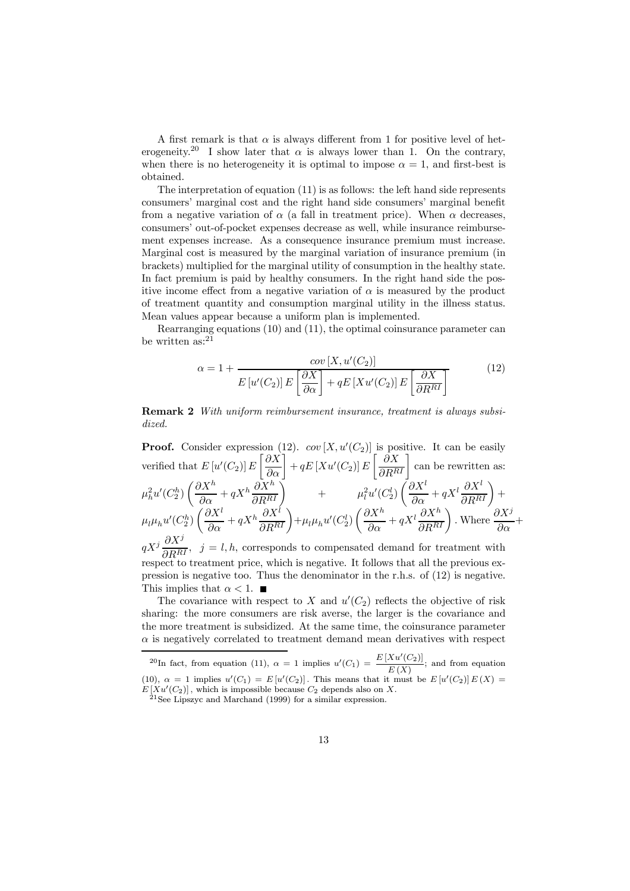A first remark is that $\alpha$ is always different from 1 for positive level of heterogeneity.[20] I show later that $\alpha$ is always lower than 1. On the contrary, when there is no heterogeneity it is optimal to impose $\alpha = 1$, and first-best is obtained.

The interpretation of equation (11) is as follows: the left hand side represents consumers' marginal cost and the right hand side consumers' marginal benefit from a negative variation of $\alpha$ (a fall in treatment price). When $\alpha$ decreases, consumers' out-of-pocket expenses decrease as well, while insurance reimbursement expenses increase. As a consequence insurance premium must increase. Marginal cost is measured by the marginal variation of insurance premium (in brackets) multiplied for the marginal utility of consumption in the healthy state. In fact premium is paid by healthy consumers. In the right hand side the positive income effect from a negative variation of $\alpha$ is measured by the product of treatment quantity and consumption marginal utility in the illness status. Mean values appear because a uniform plan is implemented.

Rearranging equations (10) and (11), the optimal coinsurance parameter can be written as:[21]

$$\alpha = 1 + \frac{cov\left[X, u'(C_2)\right]}{E\left[u'(C_2)\right] E\left[\dfrac{\partial X}{\partial \alpha}\right] + qE\left[Xu'(C_2)\right] E\left[\dfrac{\partial X}{\partial R^{RI}}\right]} \tag{12}$$

**Remark 2** *With uniform reimbursement insurance, treatment is always subsidized.*

**Proof.** Consider expression (12). $cov\left[X, u'(C_2)\right]$ is positive. It can be easily verified that $E\left[u'(C_2)\right] E\left[\dfrac{\partial X}{\partial \alpha}\right] + qE\left[Xu'(C_2)\right] E\left[\dfrac{\partial X}{\partial R^{RI}}\right]$ can be rewritten as: $\mu_h^2 u'(C_2^h)\left(\dfrac{\partial X^h}{\partial \alpha} + qX^h \dfrac{\partial X^h}{\partial R^{RI}}\right) + \mu_l^2 u'(C_2^l)\left(\dfrac{\partial X^l}{\partial \alpha} + qX^l \dfrac{\partial X^l}{\partial R^{RI}}\right) + \mu_l \mu_h u'(C_2^h)\left(\dfrac{\partial X^l}{\partial \alpha} + qX^h \dfrac{\partial X^l}{\partial R^{RI}}\right) + \mu_l \mu_h u'(C_2^l)\left(\dfrac{\partial X^h}{\partial \alpha} + qX^l \dfrac{\partial X^h}{\partial R^{RI}}\right)$. Where $\dfrac{\partial X^j}{\partial \alpha} + qX^j \dfrac{\partial X^j}{\partial R^{RI}}$, $j = l, h$, corresponds to compensated demand for treatment with respect to treatment price, which is negative. It follows that all the previous expression is negative too. Thus the denominator in the r.h.s. of (12) is negative. This implies that $\alpha < 1$. ∎

The covariance with respect to $X$ and $u'(C_2)$ reflects the objective of risk sharing: the more consumers are risk averse, the larger is the covariance and the more treatment is subsidized. At the same time, the coinsurance parameter $\alpha$ is negatively correlated to treatment demand mean derivatives with respect

---

[20] In fact, from equation (11), $\alpha = 1$ implies $u'(C_1) = \dfrac{E\left[Xu'(C_2)\right]}{E(X)}$; and from equation (10), $\alpha = 1$ implies $u'(C_1) = E\left[u'(C_2)\right]$. This means that it must be $E\left[u'(C_2)\right] E(X) = E\left[Xu'(C_2)\right]$, which is impossible because $C_2$ depends also on $X$.

[21] See Lipszyc and Marchand (1999) for a similar expression.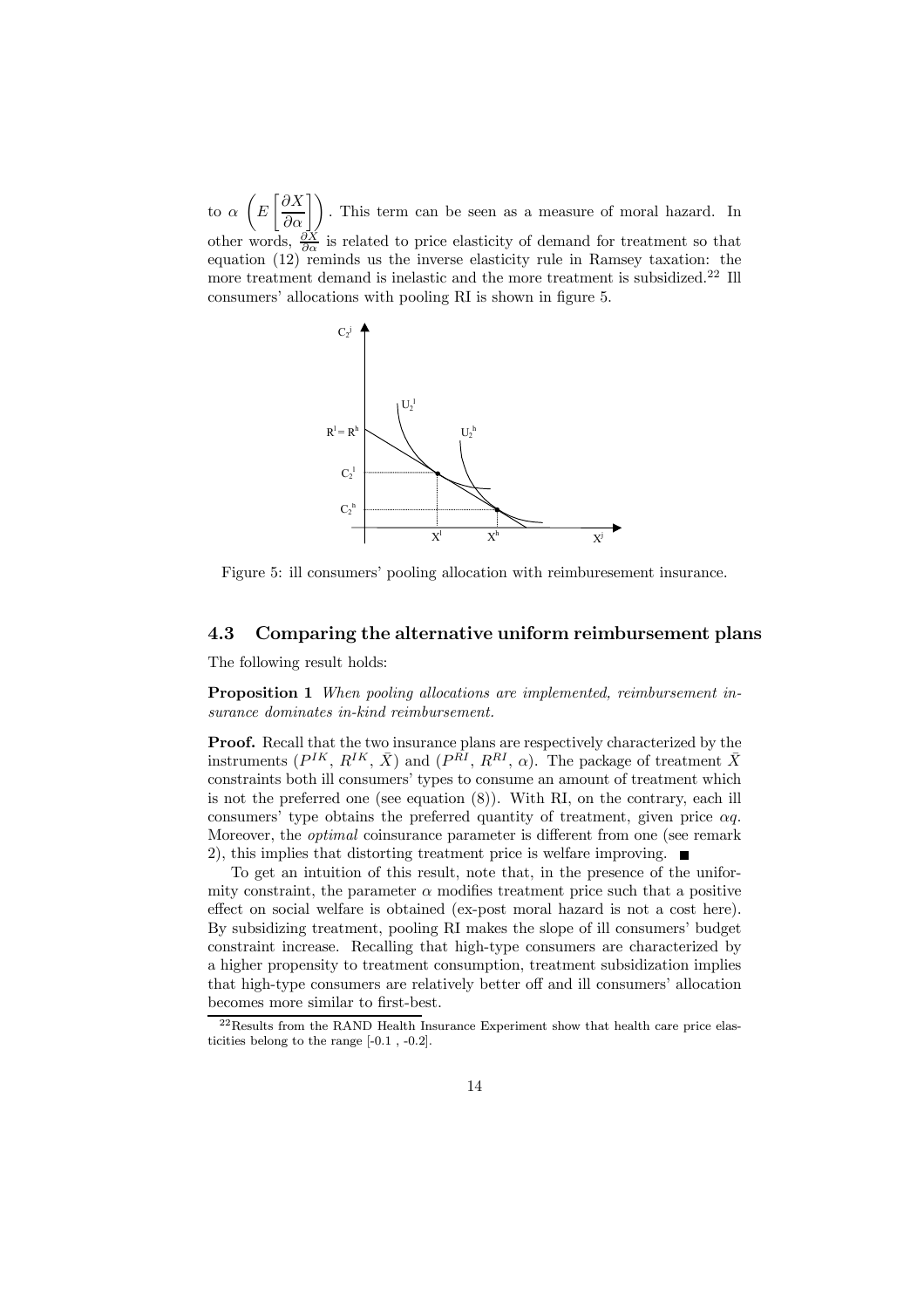to $\alpha$ $\left(E\left[\frac{\partial X}{\partial \alpha}\right]\right)$. This term can be seen as a measure of moral hazard. In other words, $\frac{\partial X}{\partial \alpha}$ is related to price elasticity of demand for treatment so that equation (12) reminds us the inverse elasticity rule in Ramsey taxation: the more treatment demand is inelastic and the more treatment is subsidized.[22] Ill consumers' allocations with pooling RI is shown in figure 5.

Figure 5: ill consumers' pooling allocation with reimburesement insurance.

## 4.3 Comparing the alternative uniform reimbursement plans

The following result holds:

**Proposition 1** *When pooling allocations are implemented, reimbursement insurance dominates in-kind reimbursement.*

**Proof.** Recall that the two insurance plans are respectively characterized by the instruments ($P^{IK}$, $R^{IK}$, $\bar{X}$) and ($P^{RI}$, $R^{RI}$, $\alpha$). The package of treatment $\bar{X}$ constraints both ill consumers' types to consume an amount of treatment which is not the preferred one (see equation (8)). With RI, on the contrary, each ill consumers' type obtains the preferred quantity of treatment, given price $\alpha q$. Moreover, the *optimal* coinsurance parameter is different from one (see remark 2), this implies that distorting treatment price is welfare improving. ■

To get an intuition of this result, note that, in the presence of the uniformity constraint, the parameter $\alpha$ modifies treatment price such that a positive effect on social welfare is obtained (ex-post moral hazard is not a cost here). By subsidizing treatment, pooling RI makes the slope of ill consumers' budget constraint increase. Recalling that high-type consumers are characterized by a higher propensity to treatment consumption, treatment subsidization implies that high-type consumers are relatively better off and ill consumers' allocation becomes more similar to first-best.

[22] Results from the RAND Health Insurance Experiment show that health care price elasticities belong to the range [-0.1 , -0.2].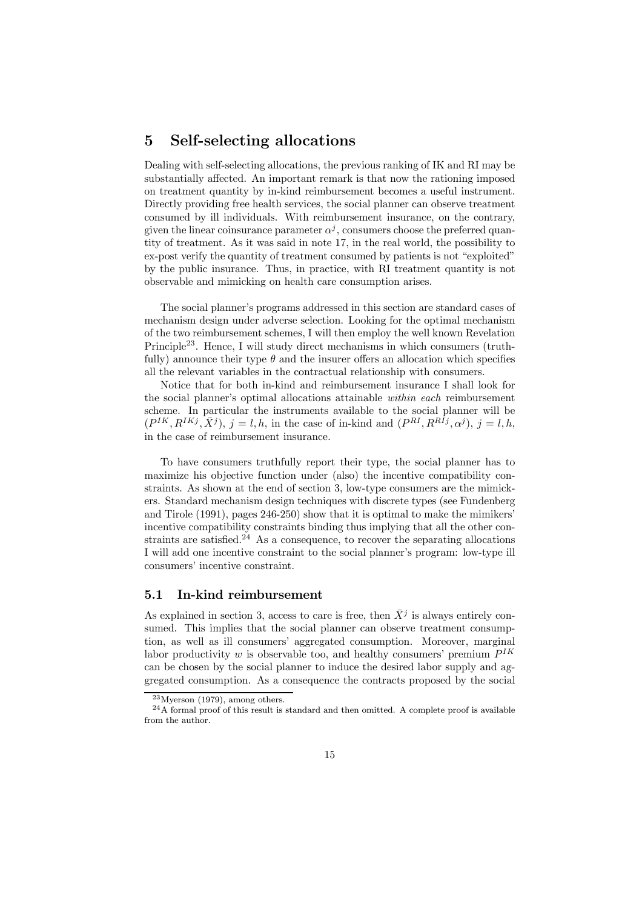## 5 Self-selecting allocations

Dealing with self-selecting allocations, the previous ranking of IK and RI may be substantially affected. An important remark is that now the rationing imposed on treatment quantity by in-kind reimbursement becomes a useful instrument. Directly providing free health services, the social planner can observe treatment consumed by ill individuals. With reimbursement insurance, on the contrary, given the linear coinsurance parameter $\alpha^j$, consumers choose the preferred quantity of treatment. As it was said in note 17, in the real world, the possibility to ex-post verify the quantity of treatment consumed by patients is not "exploited" by the public insurance. Thus, in practice, with RI treatment quantity is not observable and mimicking on health care consumption arises.

The social planner's programs addressed in this section are standard cases of mechanism design under adverse selection. Looking for the optimal mechanism of the two reimbursement schemes, I will then employ the well known Revelation Principle[23]. Hence, I will study direct mechanisms in which consumers (truthfully) announce their type $\theta$ and the insurer offers an allocation which specifies all the relevant variables in the contractual relationship with consumers.

Notice that for both in-kind and reimbursement insurance I shall look for the social planner's optimal allocations attainable *within each* reimbursement scheme. In particular the instruments available to the social planner will be $(P^{IK}, R^{IKj}, \bar{X}^j)$, $j = l, h$, in the case of in-kind and $(P^{RI}, R^{RIj}, \alpha^j)$, $j = l, h$, in the case of reimbursement insurance.

To have consumers truthfully report their type, the social planner has to maximize his objective function under (also) the incentive compatibility constraints. As shown at the end of section 3, low-type consumers are the mimickers. Standard mechanism design techniques with discrete types (see Fundenberg and Tirole (1991), pages 246-250) show that it is optimal to make the mimikers' incentive compatibility constraints binding thus implying that all the other constraints are satisfied.[24] As a consequence, to recover the separating allocations I will add one incentive constraint to the social planner's program: low-type ill consumers' incentive constraint.

### 5.1 In-kind reimbursement

As explained in section 3, access to care is free, then $\bar{X}^j$ is always entirely consumed. This implies that the social planner can observe treatment consumption, as well as ill consumers' aggregated consumption. Moreover, marginal labor productivity $w$ is observable too, and healthy consumers' premium $P^{IK}$ can be chosen by the social planner to induce the desired labor supply and aggregated consumption. As a consequence the contracts proposed by the social

[23] Myerson (1979), among others.

[24] A formal proof of this result is standard and then omitted. A complete proof is available from the author.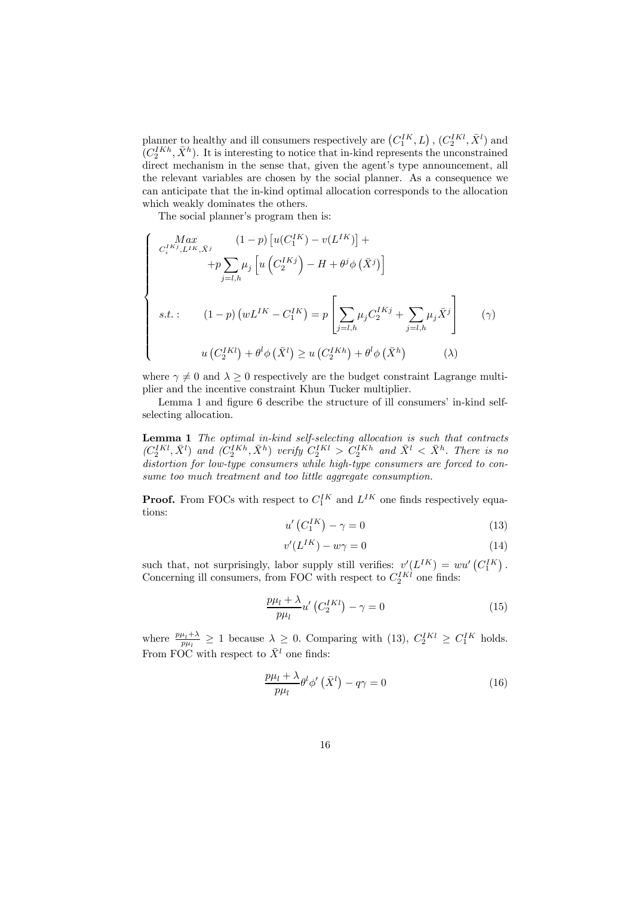planner to healthy and ill consumers respectively are $\left(C_1^{IK}, L\right)$, $(C_2^{IKl}, \bar{X}^l)$ and $(C_2^{IKh}, \bar{X}^h)$. It is interesting to notice that in-kind represents the unconstrained direct mechanism in the sense that, given the agent's type announcement, all the relevant variables are chosen by the social planner. As a consequence we can anticipate that the in-kind optimal allocation corresponds to the allocation which weakly dominates the others.

The social planner's program then is:

$$
\begin{cases}
\underset{C_i^{IKj}, L^{IK}, \bar{X}^j}{Max} & (1-p)\left[u(C_1^{IK}) - v(L^{IK})\right] + \\
& + p \sum_{j=l,h} \mu_j \left[ u\left(C_2^{IKj}\right) - H + \theta^j \phi\left(\bar{X}^j\right) \right] \\
& \\
s.t.: & (1-p)\left(wL^{IK} - C_1^{IK}\right) = p\left[\sum_{j=l,h} \mu_j C_2^{IKj} + \sum_{j=l,h} \mu_j \bar{X}^j\right] \qquad (\gamma) \\
& u\left(C_2^{IKl}\right) + \theta^l \phi\left(\bar{X}^l\right) \geq u\left(C_2^{IKh}\right) + \theta^l \phi\left(\bar{X}^h\right) \qquad (\lambda)
\end{cases}
$$

where $\gamma \neq 0$ and $\lambda \geq 0$ respectively are the budget constraint Lagrange multiplier and the incentive constraint Khun Tucker multiplier.

Lemma 1 and figure 6 describe the structure of ill consumers' in-kind self-selecting allocation.

**Lemma 1** *The optimal in-kind self-selecting allocation is such that contracts* $(C_2^{IKl}, \bar{X}^l)$ *and* $(C_2^{IKh}, \bar{X}^h)$ *verify* $C_2^{IKl} > C_2^{IKh}$ *and* $\bar{X}^l < \bar{X}^h$. *There is no distortion for low-type consumers while high-type consumers are forced to consume too much treatment and too little aggregate consumption.*

**Proof.** From FOCs with respect to $C_1^{IK}$ and $L^{IK}$ one finds respectively equations:

$$u'\left(C_1^{IK}\right) - \gamma = 0 \tag{13}$$

$$v'(L^{IK}) - w\gamma = 0 \tag{14}$$

such that, not surprisingly, labor supply still verifies: $v'(L^{IK}) = wu'\left(C_1^{IK}\right)$. Concerning ill consumers, from FOC with respect to $C_2^{IKl}$ one finds:

$$\frac{p\mu_l + \lambda}{p\mu_l} u'\left(C_2^{IKl}\right) - \gamma = 0 \tag{15}$$

where $\frac{p\mu_l+\lambda}{p\mu_l} \geq 1$ because $\lambda \geq 0$. Comparing with (13), $C_2^{IKl} \geq C_1^{IK}$ holds. From FOC with respect to $\bar{X}^l$ one finds:

$$\frac{p\mu_l + \lambda}{p\mu_l} \theta^l \phi'\left(\bar{X}^l\right) - q\gamma = 0 \tag{16}$$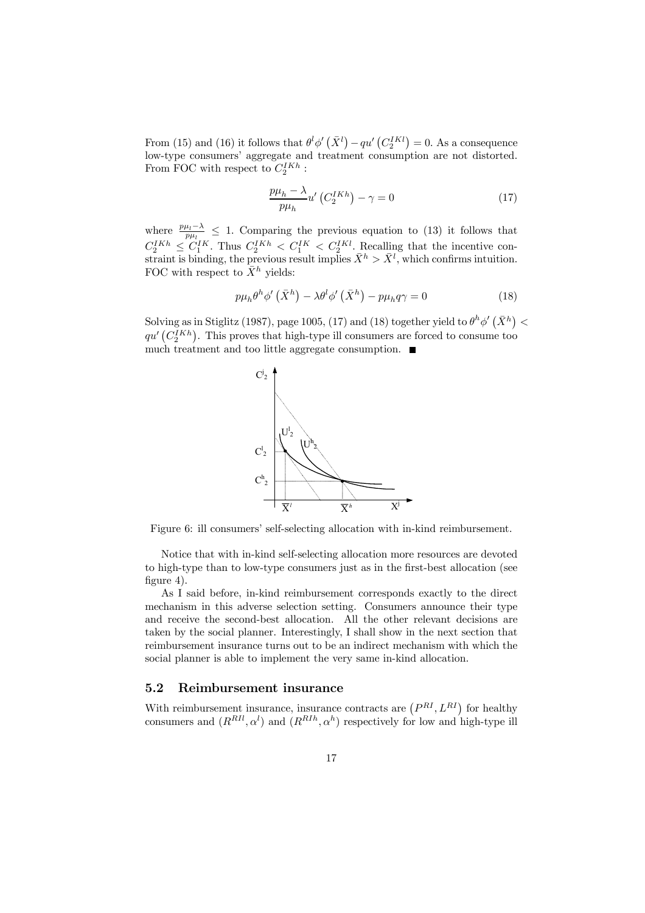From (15) and (16) it follows that $\theta^l \phi'\left(\bar{X}^l\right) - qu'\left(C_2^{IKl}\right) = 0$. As a consequence low-type consumers' aggregate and treatment consumption are not distorted. From FOC with respect to $C_2^{IKh}$ :

$$\frac{p\mu_h - \lambda}{p\mu_h} u'\left(C_2^{IKh}\right) - \gamma = 0 \tag{17}$$

where $\frac{p\mu_l - \lambda}{p\mu_l} \leq 1$. Comparing the previous equation to (13) it follows that $C_2^{IKh} \leq C_1^{IK}$. Thus $C_2^{IKh} < C_1^{IK} < C_2^{IKl}$. Recalling that the incentive constraint is binding, the previous result implies $\bar{X}^h > \bar{X}^l$, which confirms intuition. FOC with respect to $\bar{X}^h$ yields:

$$p\mu_h \theta^h \phi'\left(\bar{X}^h\right) - \lambda\theta^l \phi'\left(\bar{X}^h\right) - p\mu_h q\gamma = 0 \tag{18}$$

Solving as in Stiglitz (1987), page 1005, (17) and (18) together yield to $\theta^h \phi'\left(\bar{X}^h\right) < qu'\left(C_2^{IKh}\right)$. This proves that high-type ill consumers are forced to consume too much treatment and too little aggregate consumption. ■

Figure 6: ill consumers' self-selecting allocation with in-kind reimbursement.

Notice that with in-kind self-selecting allocation more resources are devoted to high-type than to low-type consumers just as in the first-best allocation (see figure 4).

As I said before, in-kind reimbursement corresponds exactly to the direct mechanism in this adverse selection setting. Consumers announce their type and receive the second-best allocation. All the other relevant decisions are taken by the social planner. Interestingly, I shall show in the next section that reimbursement insurance turns out to be an indirect mechanism with which the social planner is able to implement the very same in-kind allocation.

## 5.2 Reimbursement insurance

With reimbursement insurance, insurance contracts are $\left(P^{RI}, L^{RI}\right)$ for healthy consumers and $(R^{RIl}, \alpha^l)$ and $(R^{RIh}, \alpha^h)$ respectively for low and high-type ill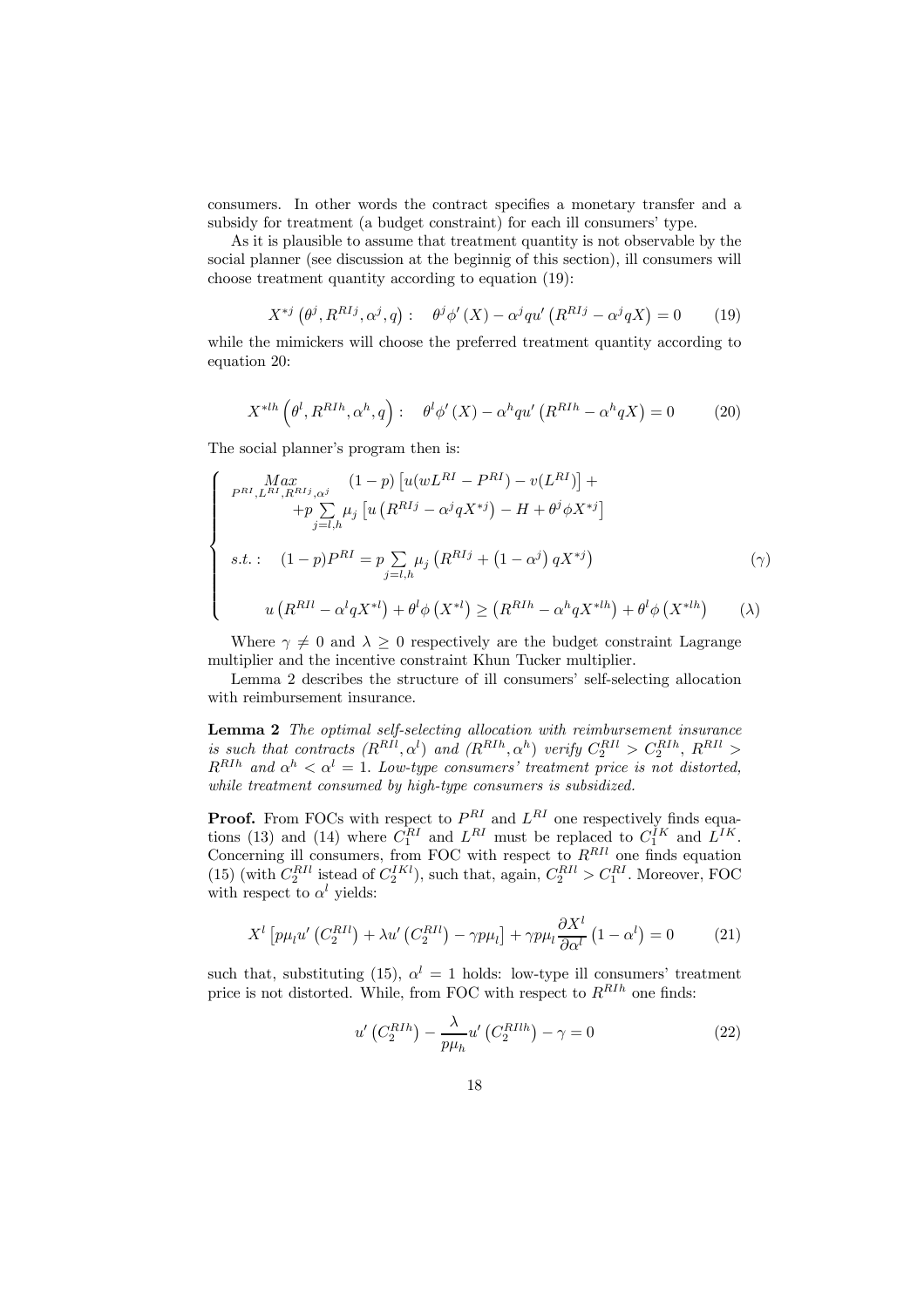consumers. In other words the contract specifies a monetary transfer and a subsidy for treatment (a budget constraint) for each ill consumers' type.

As it is plausible to assume that treatment quantity is not observable by the social planner (see discussion at the beginnig of this section), ill consumers will choose treatment quantity according to equation (19):

$$X^{*j}\left(\theta^{j},R^{RIj},\alpha^{j},q\right):\quad \theta^{j}\phi'\left(X\right)-\alpha^{j}qu'\left(R^{RIj}-\alpha^{j}qX\right)=0 \tag{19}$$

while the mimickers will choose the preferred treatment quantity according to equation 20:

$$X^{*lh}\left(\theta^{l},R^{RIh},\alpha^{h},q\right):\quad \theta^{l}\phi'\left(X\right)-\alpha^{h}qu'\left(R^{RIh}-\alpha^{h}qX\right)=0 \tag{20}$$

The social planner's program then is:

$$\begin{cases} \underset{P^{RI},L^{RI},R^{RIj},\alpha^{j}}{Max} \quad (1-p)\left[u(wL^{RI}-P^{RI})-v(L^{RI})\right]+ \\ \qquad\qquad +p\sum\limits_{j=l,h}\mu_{j}\left[u\left(R^{RIj}-\alpha^{j}qX^{*j}\right)-H+\theta^{j}\phi X^{*j}\right] \\ s.t.:\quad (1-p)P^{RI}=p\sum\limits_{j=l,h}\mu_{j}\left(R^{RIj}+\left(1-\alpha^{j}\right)qX^{*j}\right) \qquad\qquad (\gamma) \\ \qquad u\left(R^{RIl}-\alpha^{l}qX^{*l}\right)+\theta^{l}\phi\left(X^{*l}\right)\geq\left(R^{RIh}-\alpha^{h}qX^{*lh}\right)+\theta^{l}\phi\left(X^{*lh}\right) \qquad (\lambda) \end{cases}$$

Where $\gamma\neq 0$ and $\lambda\geq 0$ respectively are the budget constraint Lagrange multiplier and the incentive constraint Khun Tucker multiplier.

Lemma 2 describes the structure of ill consumers' self-selecting allocation with reimbursement insurance.

**Lemma 2** *The optimal self-selecting allocation with reimbursement insurance is such that contracts* $(R^{RIl},\alpha^{l})$ *and* $(R^{RIh},\alpha^{h})$ *verify* $C_2^{RIl}>C_2^{RIh}$, $R^{RIl}>R^{RIh}$ *and* $\alpha^{h}<\alpha^{l}=1$. *Low-type consumers' treatment price is not distorted, while treatment consumed by high-type consumers is subsidized.*

**Proof.** From FOCs with respect to $P^{RI}$ and $L^{RI}$ one respectively finds equations (13) and (14) where $C_1^{RI}$ and $L^{RI}$ must be replaced to $C_1^{IK}$ and $L^{IK}$. Concerning ill consumers, from FOC with respect to $R^{RIl}$ one finds equation (15) (with $C_2^{RIl}$ istead of $C_2^{IKl}$), such that, again, $C_2^{RIl}>C_1^{RI}$. Moreover, FOC with respect to $\alpha^{l}$ yields:

$$X^{l}\left[p\mu_{l}u'\left(C_2^{RIl}\right)+\lambda u'\left(C_2^{RIl}\right)-\gamma p\mu_{l}\right]+\gamma p\mu_{l}\frac{\partial X^{l}}{\partial\alpha^{l}}\left(1-\alpha^{l}\right)=0 \tag{21}$$

such that, substituting (15), $\alpha^{l}=1$ holds: low-type ill consumers' treatment price is not distorted. While, from FOC with respect to $R^{RIh}$ one finds:

$$u'\left(C_2^{RIh}\right)-\frac{\lambda}{p\mu_{h}}u'\left(C_2^{RIlh}\right)-\gamma=0 \tag{22}$$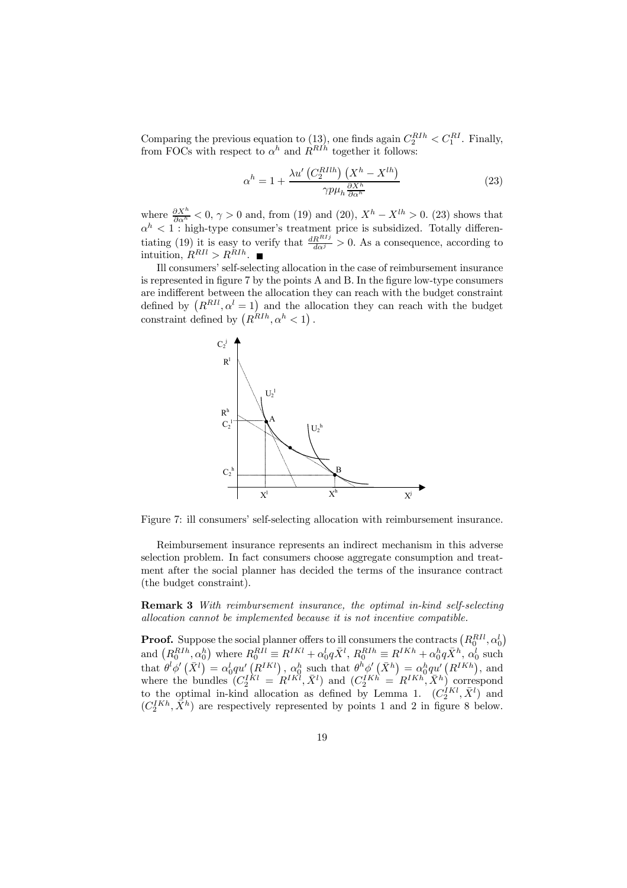Comparing the previous equation to (13), one finds again $C_2^{RIh} < C_1^{RI}$. Finally, from FOCs with respect to $\alpha^h$ and $R^{RIh}$ together it follows:

$$\alpha^h = 1 + \frac{\lambda u'\left(C_2^{RIlh}\right)\left(X^h - X^{lh}\right)}{\gamma p \mu_h \frac{\partial X^h}{\partial \alpha^h}} \tag{23}$$

where $\frac{\partial X^h}{\partial \alpha^h} < 0$, $\gamma > 0$ and, from (19) and (20), $X^h - X^{lh} > 0$. (23) shows that $\alpha^h < 1$ : high-type consumer's treatment price is subsidized. Totally differentiating (19) it is easy to verify that $\frac{dR^{RIj}}{d\alpha^j} > 0$. As a consequence, according to intuition, $R^{RIl} > R^{RIh}$. ■

Ill consumers' self-selecting allocation in the case of reimbursement insurance is represented in figure 7 by the points A and B. In the figure low-type consumers are indifferent between the allocation they can reach with the budget constraint defined by $\left(R^{RIl}, \alpha^l = 1\right)$ and the allocation they can reach with the budget constraint defined by $\left(R^{RIh}, \alpha^h < 1\right)$.

Figure 7: ill consumers' self-selecting allocation with reimbursement insurance.

Reimbursement insurance represents an indirect mechanism in this adverse selection problem. In fact consumers choose aggregate consumption and treatment after the social planner has decided the terms of the insurance contract (the budget constraint).

**Remark 3** *With reimbursement insurance, the optimal in-kind self-selecting allocation cannot be implemented because it is not incentive compatible.*

**Proof.** Suppose the social planner offers to ill consumers the contracts $\left(R_0^{RIl}, \alpha_0^l\right)$ and $\left(R_0^{RIh}, \alpha_0^h\right)$ where $R_0^{RIl} \equiv R^{IKl} + \alpha_0^l q \bar{X}^l$, $R_0^{RIh} \equiv R^{IKh} + \alpha_0^h q \bar{X}^h$, $\alpha_0^l$ such that $\theta^l \phi'\left(\bar{X}^l\right) = \alpha_0^l q u'\left(R^{IKl}\right)$, $\alpha_0^h$ such that $\theta^h \phi'\left(\bar{X}^h\right) = \alpha_0^h q u'\left(R^{IKh}\right)$, and where the bundles $(C_2^{IKl} = R^{IKl}, \bar{X}^l)$ and $(C_2^{IKh} = R^{IKh}, \bar{X}^h)$ correspond to the optimal in-kind allocation as defined by Lemma 1. $(C_2^{IKl}, \bar{X}^l)$ and $(C_2^{IKh}, \bar{X}^h)$ are respectively represented by points 1 and 2 in figure 8 below.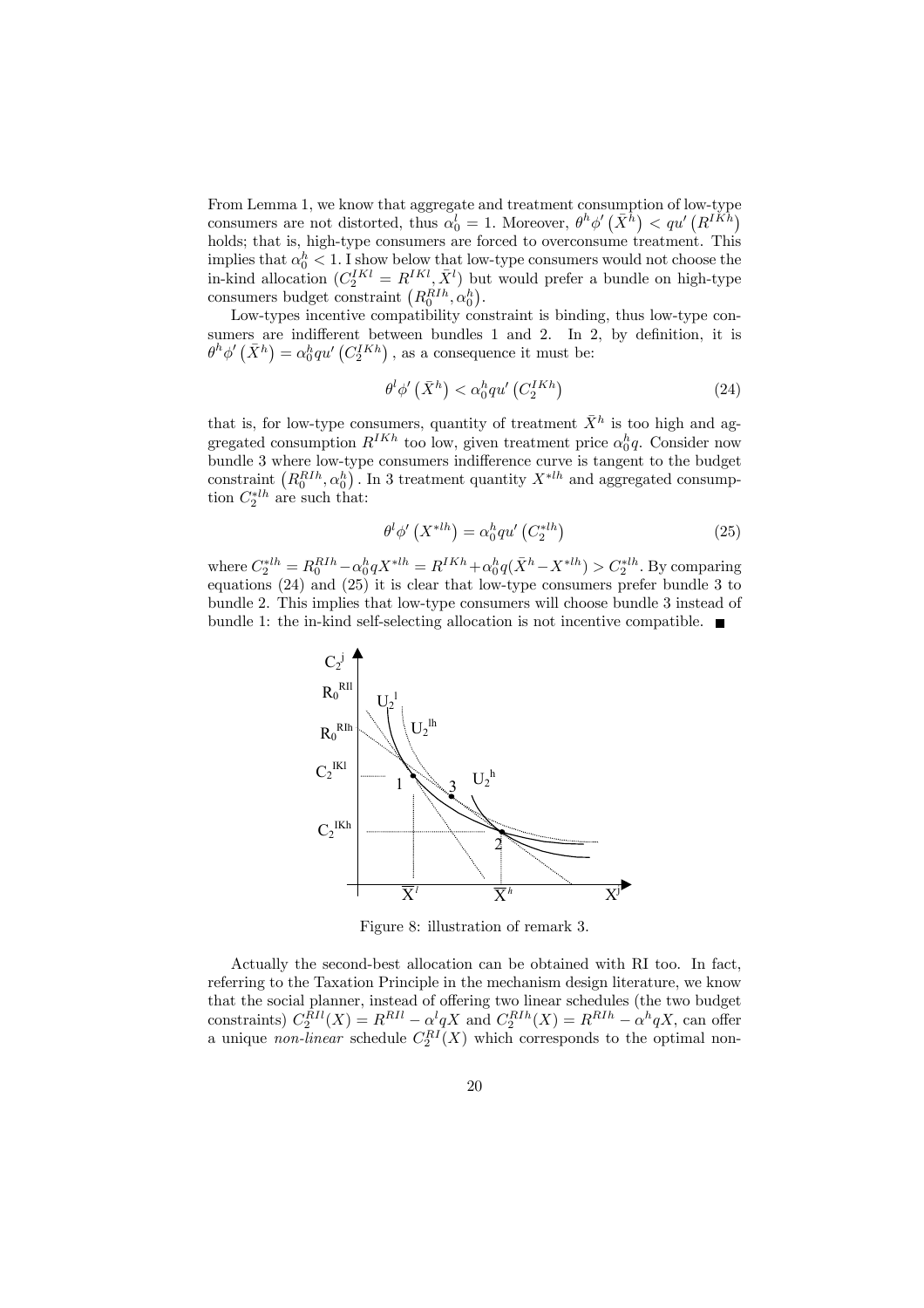From Lemma 1, we know that aggregate and treatment consumption of low-type consumers are not distorted, thus $\alpha_0^l = 1$. Moreover, $\theta^h \phi'\left(\bar{X}^h\right) < qu'\left(R^{IKh}\right)$ holds; that is, high-type consumers are forced to overconsume treatment. This implies that $\alpha_0^h < 1$. I show below that low-type consumers would not choose the in-kind allocation $(C_2^{IKl} = R^{IKl}, \bar{X}^l)$ but would prefer a bundle on high-type consumers budget constraint $\left(R_0^{RIh}, \alpha_0^h\right)$.

Low-types incentive compatibility constraint is binding, thus low-type consumers are indifferent between bundles 1 and 2. In 2, by definition, it is $\theta^h \phi'\left(\bar{X}^h\right) = \alpha_0^h qu'\left(C_2^{IKh}\right)$, as a consequence it must be:

$$\theta^l \phi'\left(\bar{X}^h\right) < \alpha_0^h qu'\left(C_2^{IKh}\right) \tag{24}$$

that is, for low-type consumers, quantity of treatment $\bar{X}^h$ is too high and aggregated consumption $R^{IKh}$ too low, given treatment price $\alpha_0^h q$. Consider now bundle 3 where low-type consumers indifference curve is tangent to the budget constraint $\left(R_0^{RIh}, \alpha_0^h\right)$. In 3 treatment quantity $X^{*lh}$ and aggregated consumption $C_2^{*lh}$ are such that:

$$\theta^l \phi'\left(X^{*lh}\right) = \alpha_0^h qu'\left(C_2^{*lh}\right) \tag{25}$$

where $C_2^{*lh} = R_0^{RIh} - \alpha_0^h qX^{*lh} = R^{IKh} + \alpha_0^h q(\bar{X}^h - X^{*lh}) > C_2^{*lh}$. By comparing equations (24) and (25) it is clear that low-type consumers prefer bundle 3 to bundle 2. This implies that low-type consumers will choose bundle 3 instead of bundle 1: the in-kind self-selecting allocation is not incentive compatible. ■

Figure 8: illustration of remark 3.

Actually the second-best allocation can be obtained with RI too. In fact, referring to the Taxation Principle in the mechanism design literature, we know that the social planner, instead of offering two linear schedules (the two budget constraints) $C_2^{RIl}(X) = R^{RIl} - \alpha^l qX$ and $C_2^{RIh}(X) = R^{RIh} - \alpha^h qX$, can offer a unique *non-linear* schedule $C_2^{RI}(X)$ which corresponds to the optimal non-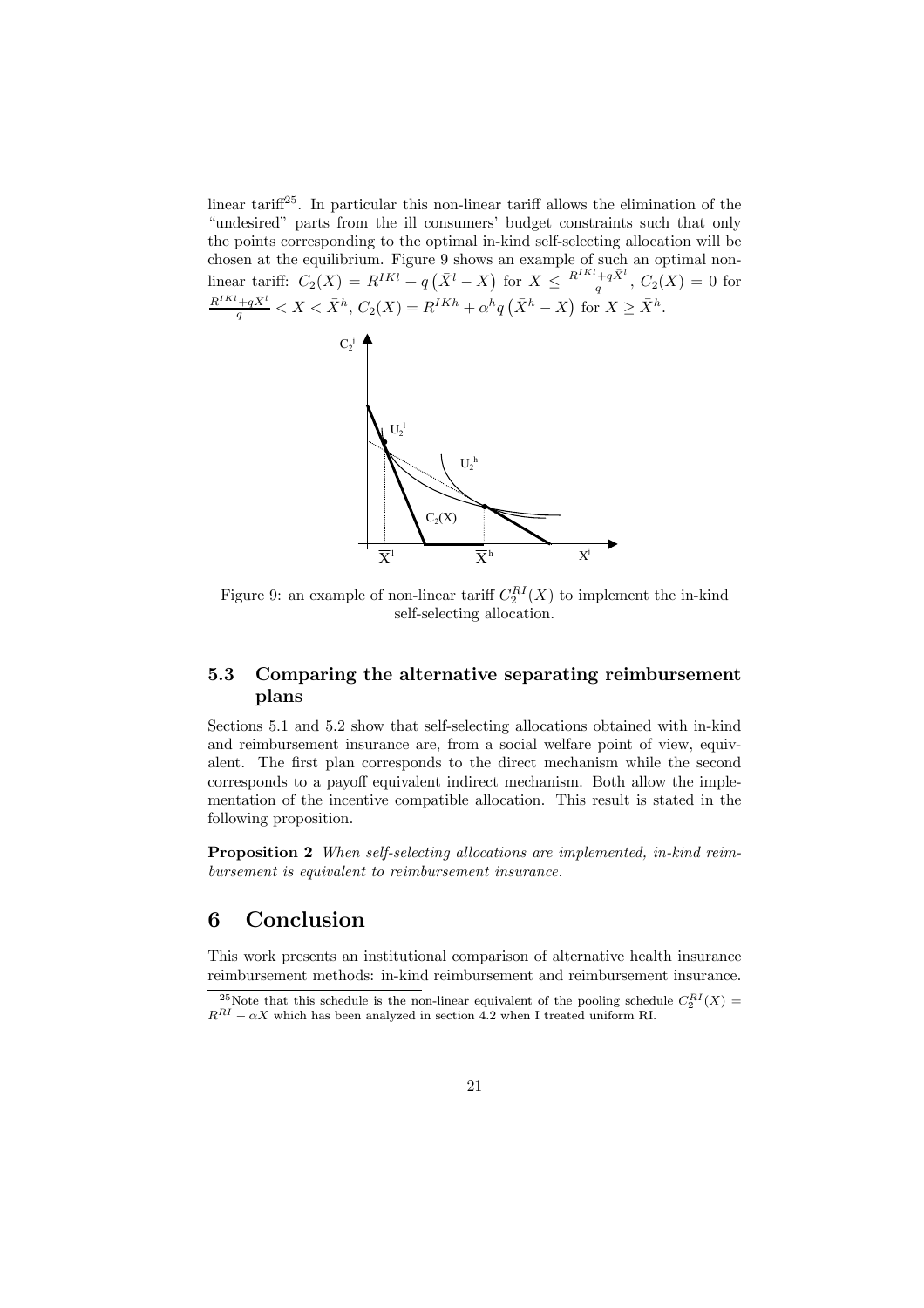linear tariff[25]. In particular this non-linear tariff allows the elimination of the "undesired" parts from the ill consumers' budget constraints such that only the points corresponding to the optimal in-kind self-selecting allocation will be chosen at the equilibrium. Figure 9 shows an example of such an optimal non-linear tariff: $C_2(X) = R^{IKl} + q\left(\bar{X}^l - X\right)$ for $X \leq \frac{R^{IKl}+q\bar{X}^l}{q}$, $C_2(X) = 0$ for $\frac{R^{IKl}+q\bar{X}^l}{q} < X < \bar{X}^h$, $C_2(X) = R^{IKh} + \alpha^h q\left(\bar{X}^h - X\right)$ for $X \geq \bar{X}^h$.

Figure 9: an example of non-linear tariff $C_2^{RI}(X)$ to implement the in-kind self-selecting allocation.

### 5.3 Comparing the alternative separating reimbursement plans

Sections 5.1 and 5.2 show that self-selecting allocations obtained with in-kind and reimbursement insurance are, from a social welfare point of view, equivalent. The first plan corresponds to the direct mechanism while the second corresponds to a payoff equivalent indirect mechanism. Both allow the implementation of the incentive compatible allocation. This result is stated in the following proposition.

**Proposition 2** *When self-selecting allocations are implemented, in-kind reimbursement is equivalent to reimbursement insurance.*

## 6 Conclusion

This work presents an institutional comparison of alternative health insurance reimbursement methods: in-kind reimbursement and reimbursement insurance.

[25]Note that this schedule is the non-linear equivalent of the pooling schedule $C_2^{RI}(X) = R^{RI} - \alpha X$ which has been analyzed in section 4.2 when I treated uniform RI.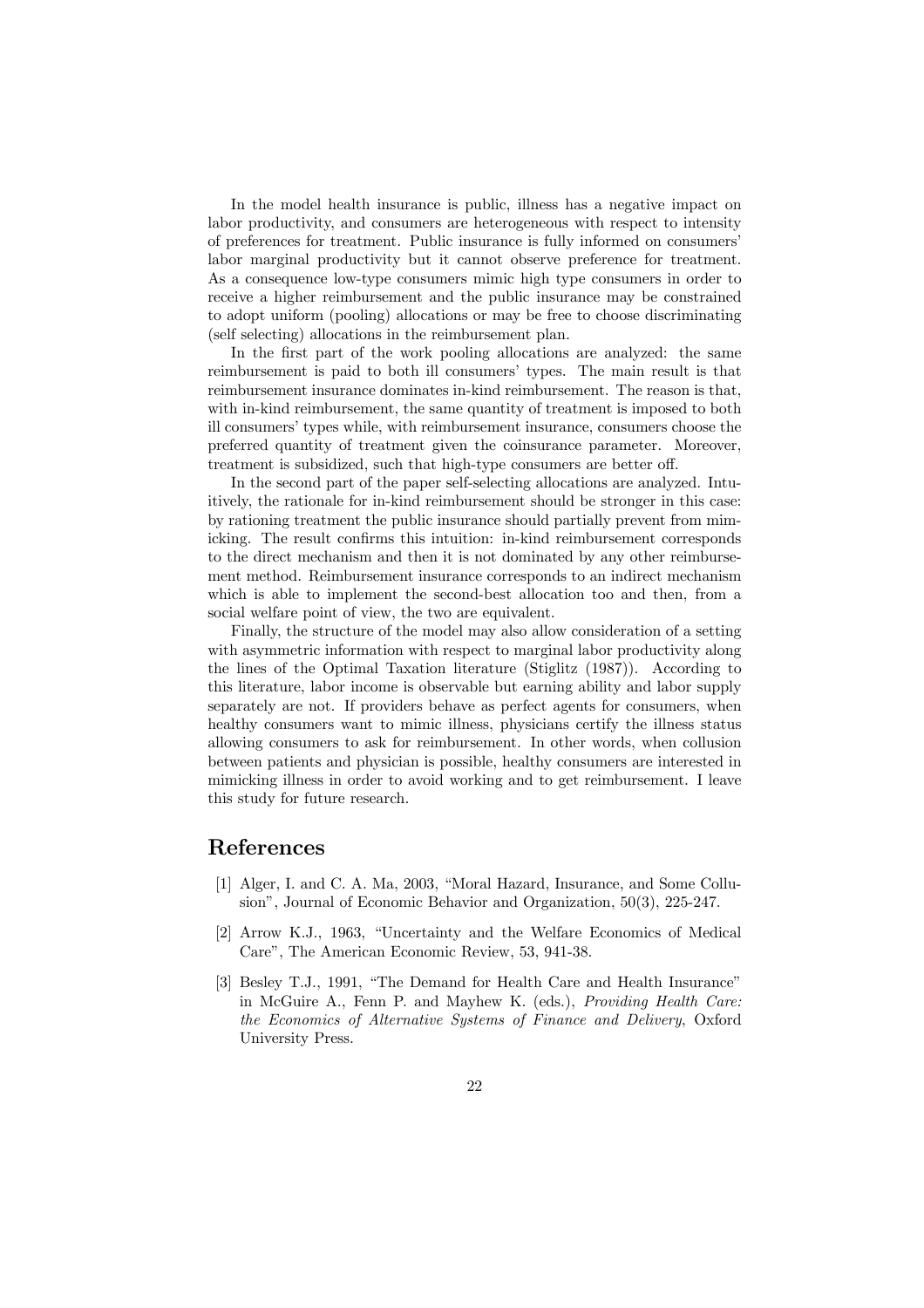In the model health insurance is public, illness has a negative impact on labor productivity, and consumers are heterogeneous with respect to intensity of preferences for treatment. Public insurance is fully informed on consumers' labor marginal productivity but it cannot observe preference for treatment. As a consequence low-type consumers mimic high type consumers in order to receive a higher reimbursement and the public insurance may be constrained to adopt uniform (pooling) allocations or may be free to choose discriminating (self selecting) allocations in the reimbursement plan.

In the first part of the work pooling allocations are analyzed: the same reimbursement is paid to both ill consumers' types. The main result is that reimbursement insurance dominates in-kind reimbursement. The reason is that, with in-kind reimbursement, the same quantity of treatment is imposed to both ill consumers' types while, with reimbursement insurance, consumers choose the preferred quantity of treatment given the coinsurance parameter. Moreover, treatment is subsidized, such that high-type consumers are better off.

In the second part of the paper self-selecting allocations are analyzed. Intuitively, the rationale for in-kind reimbursement should be stronger in this case: by rationing treatment the public insurance should partially prevent from mimicking. The result confirms this intuition: in-kind reimbursement corresponds to the direct mechanism and then it is not dominated by any other reimbursement method. Reimbursement insurance corresponds to an indirect mechanism which is able to implement the second-best allocation too and then, from a social welfare point of view, the two are equivalent.

Finally, the structure of the model may also allow consideration of a setting with asymmetric information with respect to marginal labor productivity along the lines of the Optimal Taxation literature (Stiglitz (1987)). According to this literature, labor income is observable but earning ability and labor supply separately are not. If providers behave as perfect agents for consumers, when healthy consumers want to mimic illness, physicians certify the illness status allowing consumers to ask for reimbursement. In other words, when collusion between patients and physician is possible, healthy consumers are interested in mimicking illness in order to avoid working and to get reimbursement. I leave this study for future research.

# References

[1] Alger, I. and C. A. Ma, 2003, "Moral Hazard, Insurance, and Some Collusion", Journal of Economic Behavior and Organization, 50(3), 225-247.

[2] Arrow K.J., 1963, "Uncertainty and the Welfare Economics of Medical Care", The American Economic Review, 53, 941-38.

[3] Besley T.J., 1991, "The Demand for Health Care and Health Insurance" in McGuire A., Fenn P. and Mayhew K. (eds.), *Providing Health Care: the Economics of Alternative Systems of Finance and Delivery*, Oxford University Press.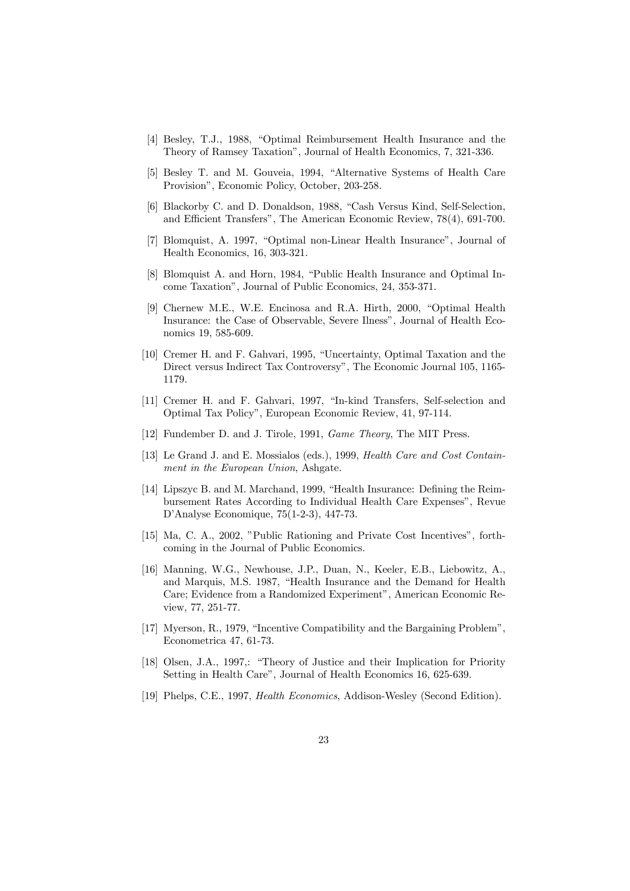[4] Besley, T.J., 1988, "Optimal Reimbursement Health Insurance and the Theory of Ramsey Taxation", Journal of Health Economics, 7, 321-336.

[5] Besley T. and M. Gouveia, 1994, "Alternative Systems of Health Care Provision", Economic Policy, October, 203-258.

[6] Blackorby C. and D. Donaldson, 1988, "Cash Versus Kind, Self-Selection, and Efficient Transfers", The American Economic Review, 78(4), 691-700.

[7] Blomquist, A. 1997, "Optimal non-Linear Health Insurance", Journal of Health Economics, 16, 303-321.

[8] Blomquist A. and Horn, 1984, "Public Health Insurance and Optimal Income Taxation", Journal of Public Economics, 24, 353-371.

[9] Chernew M.E., W.E. Encinosa and R.A. Hirth, 2000, "Optimal Health Insurance: the Case of Observable, Severe Ilness", Journal of Health Economics 19, 585-609.

[10] Cremer H. and F. Gahvari, 1995, "Uncertainty, Optimal Taxation and the Direct versus Indirect Tax Controversy", The Economic Journal 105, 1165-1179.

[11] Cremer H. and F. Gahvari, 1997, "In-kind Transfers, Self-selection and Optimal Tax Policy", European Economic Review, 41, 97-114.

[12] Fundember D. and J. Tirole, 1991, *Game Theory*, The MIT Press.

[13] Le Grand J. and E. Mossialos (eds.), 1999, *Health Care and Cost Containment in the European Union*, Ashgate.

[14] Lipszyc B. and M. Marchand, 1999, "Health Insurance: Defining the Reimbursement Rates According to Individual Health Care Expenses", Revue D'Analyse Economique, 75(1-2-3), 447-73.

[15] Ma, C. A., 2002, "Public Rationing and Private Cost Incentives", forthcoming in the Journal of Public Economics.

[16] Manning, W.G., Newhouse, J.P., Duan, N., Keeler, E.B., Liebowitz, A., and Marquis, M.S. 1987, "Health Insurance and the Demand for Health Care; Evidence from a Randomized Experiment", American Economic Review, 77, 251-77.

[17] Myerson, R., 1979, "Incentive Compatibility and the Bargaining Problem", Econometrica 47, 61-73.

[18] Olsen, J.A., 1997,: "Theory of Justice and their Implication for Priority Setting in Health Care", Journal of Health Economics 16, 625-639.

[19] Phelps, C.E., 1997, *Health Economics*, Addison-Wesley (Second Edition).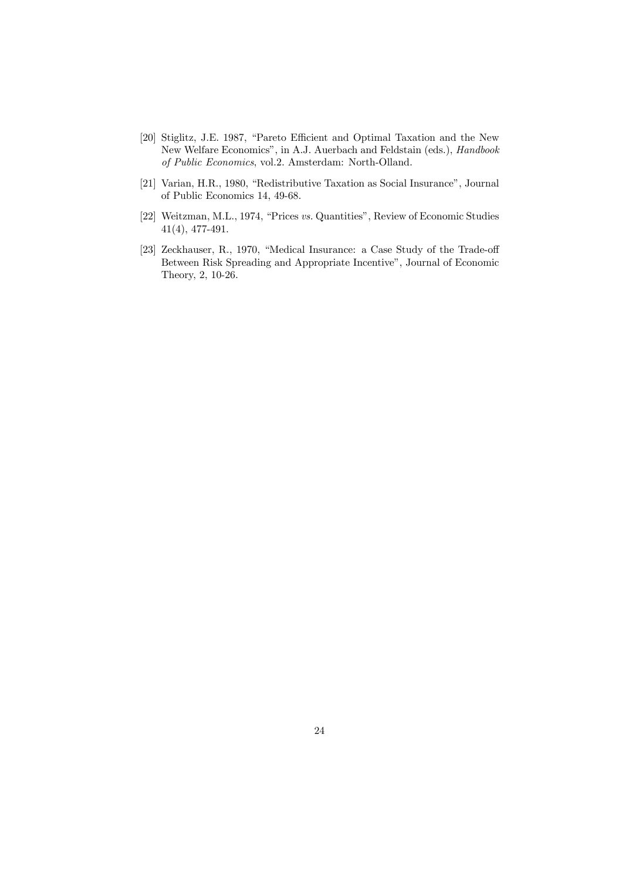[20] Stiglitz, J.E. 1987, "Pareto Efficient and Optimal Taxation and the New New Welfare Economics", in A.J. Auerbach and Feldstain (eds.), *Handbook of Public Economics*, vol.2. Amsterdam: North-Olland.

[21] Varian, H.R., 1980, "Redistributive Taxation as Social Insurance", Journal of Public Economics 14, 49-68.

[22] Weitzman, M.L., 1974, "Prices *vs.* Quantities", Review of Economic Studies 41(4), 477-491.

[23] Zeckhauser, R., 1970, "Medical Insurance: a Case Study of the Trade-off Between Risk Spreading and Appropriate Incentive", Journal of Economic Theory, 2, 10-26.